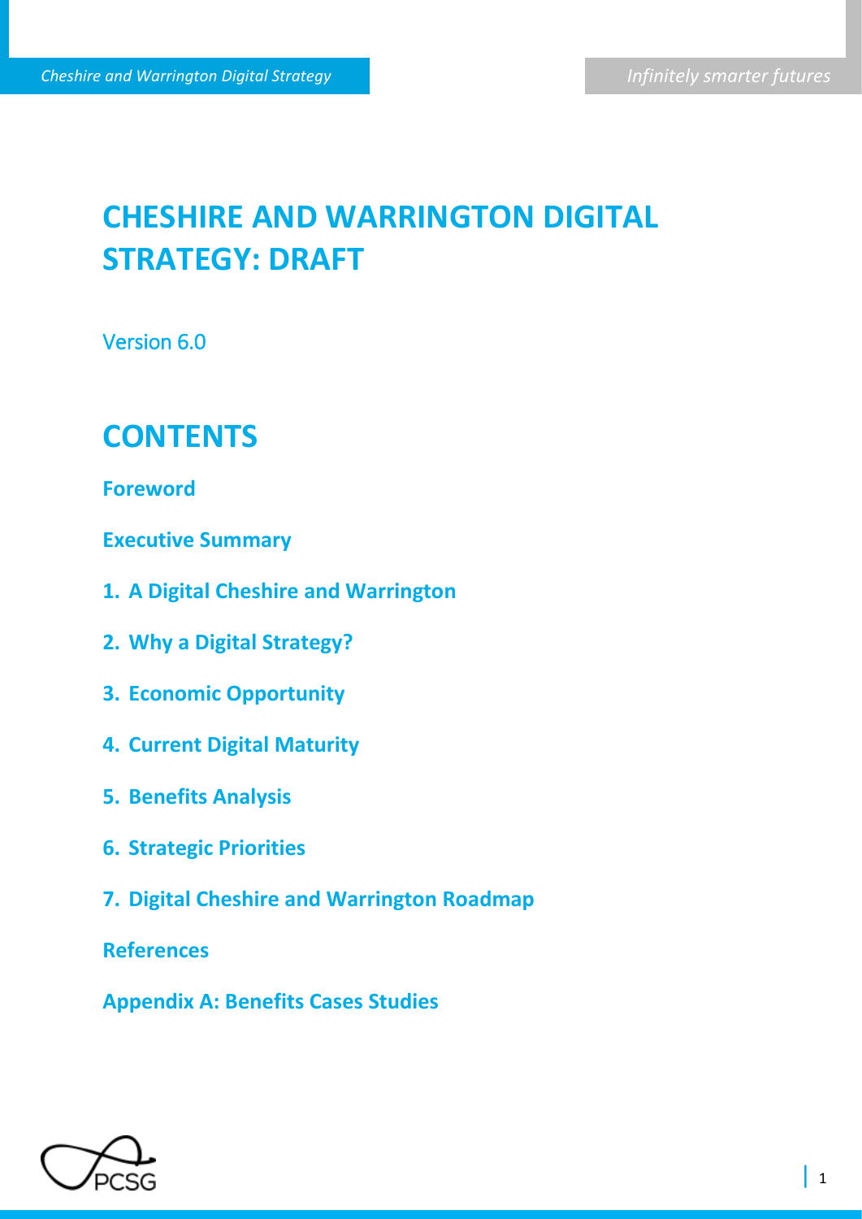# CHESHIRE AND WARRINGTON DIGITAL STRATEGY: DRAFT

Version 6.0

## CONTENTS

**Foreword**

**Executive Summary**

1. **A Digital Cheshire and Warrington**
2. **Why a Digital Strategy?**
3. **Economic Opportunity**
4. **Current Digital Maturity**
5. **Benefits Analysis**
6. **Strategic Priorities**
7. **Digital Cheshire and Warrington Roadmap**

**References**

**Appendix A: Benefits Cases Studies**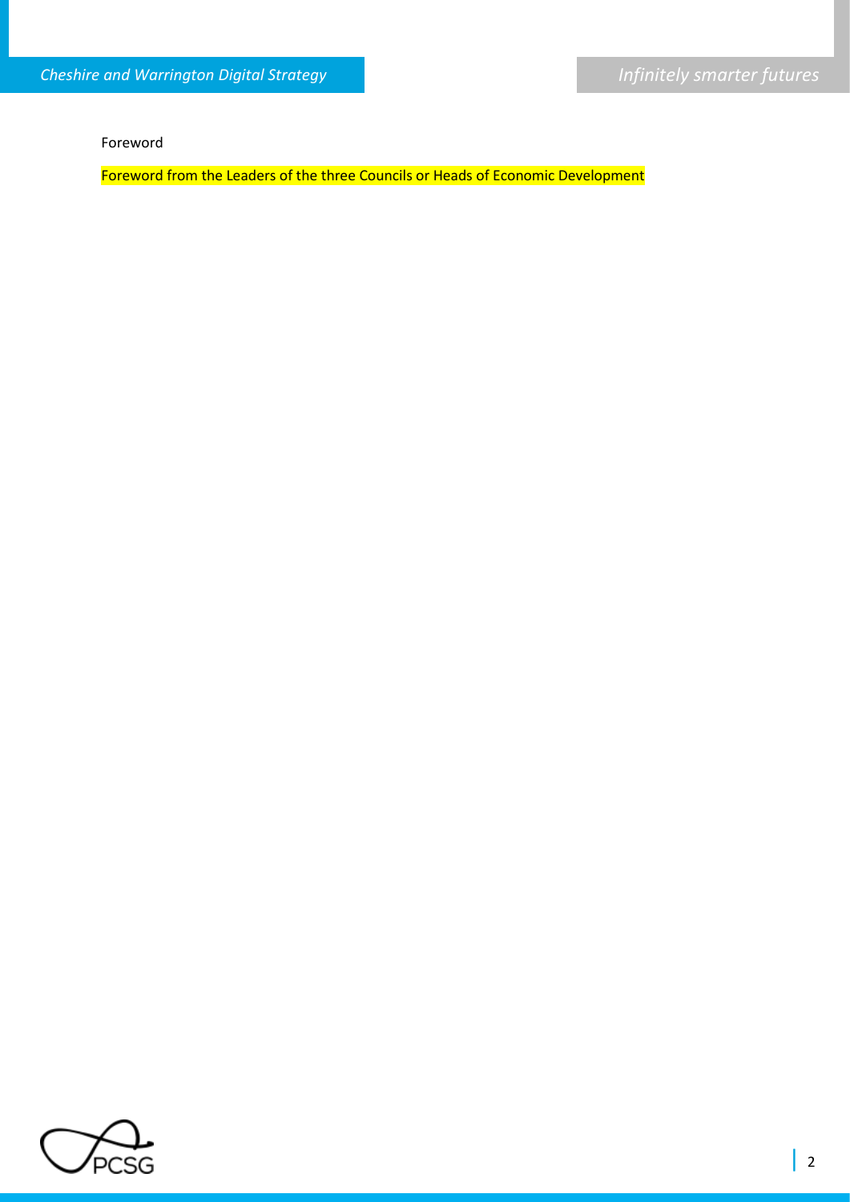# Foreword

Foreword from the Leaders of the three Councils or Heads of Economic Development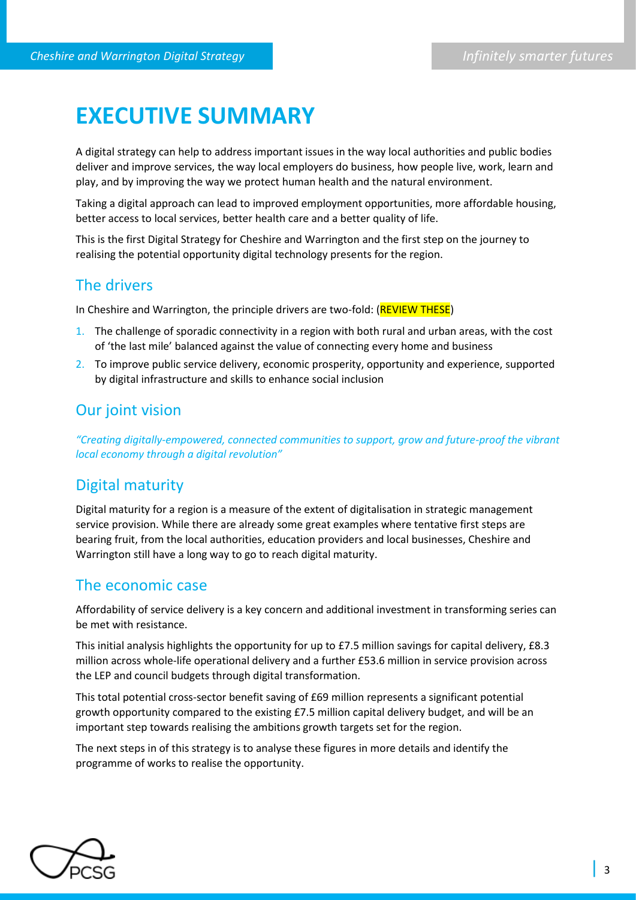# EXECUTIVE SUMMARY

A digital strategy can help to address important issues in the way local authorities and public bodies deliver and improve services, the way local employers do business, how people live, work, learn and play, and by improving the way we protect human health and the natural environment.

Taking a digital approach can lead to improved employment opportunities, more affordable housing, better access to local services, better health care and a better quality of life.

This is the first Digital Strategy for Cheshire and Warrington and the first step on the journey to realising the potential opportunity digital technology presents for the region.

## The drivers

In Cheshire and Warrington, the principle drivers are two-fold: (REVIEW THESE)

1. The challenge of sporadic connectivity in a region with both rural and urban areas, with the cost of 'the last mile' balanced against the value of connecting every home and business
2. To improve public service delivery, economic prosperity, opportunity and experience, supported by digital infrastructure and skills to enhance social inclusion

## Our joint vision

*"Creating digitally-empowered, connected communities to support, grow and future-proof the vibrant local economy through a digital revolution"*

## Digital maturity

Digital maturity for a region is a measure of the extent of digitalisation in strategic management service provision. While there are already some great examples where tentative first steps are bearing fruit, from the local authorities, education providers and local businesses, Cheshire and Warrington still have a long way to go to reach digital maturity.

## The economic case

Affordability of service delivery is a key concern and additional investment in transforming series can be met with resistance.

This initial analysis highlights the opportunity for up to £7.5 million savings for capital delivery, £8.3 million across whole-life operational delivery and a further £53.6 million in service provision across the LEP and council budgets through digital transformation.

This total potential cross-sector benefit saving of £69 million represents a significant potential growth opportunity compared to the existing £7.5 million capital delivery budget, and will be an important step towards realising the ambitions growth targets set for the region.

The next steps in of this strategy is to analyse these figures in more details and identify the programme of works to realise the opportunity.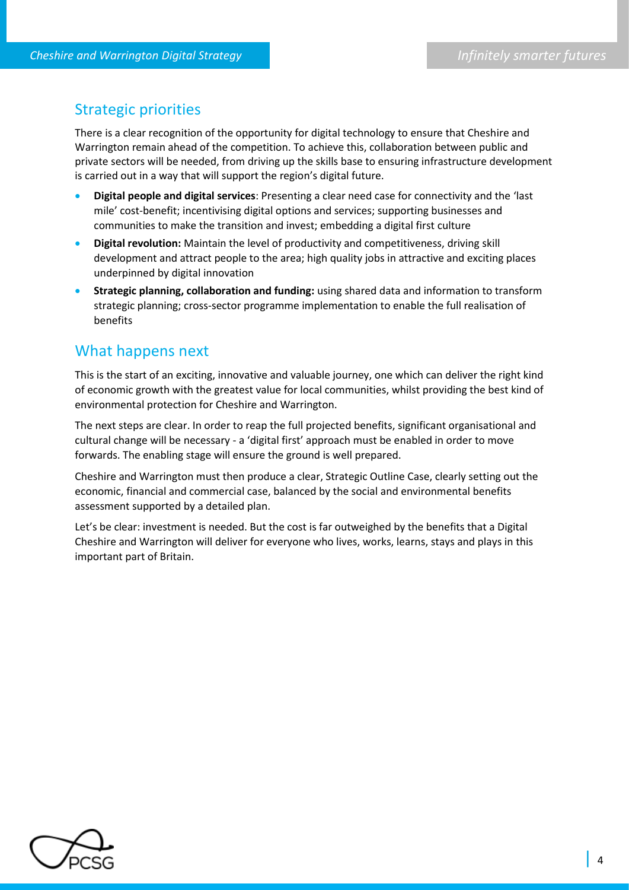## Strategic priorities

There is a clear recognition of the opportunity for digital technology to ensure that Cheshire and Warrington remain ahead of the competition. To achieve this, collaboration between public and private sectors will be needed, from driving up the skills base to ensuring infrastructure development is carried out in a way that will support the region's digital future.

- **Digital people and digital services**: Presenting a clear need case for connectivity and the 'last mile' cost-benefit; incentivising digital options and services; supporting businesses and communities to make the transition and invest; embedding a digital first culture
- **Digital revolution:** Maintain the level of productivity and competitiveness, driving skill development and attract people to the area; high quality jobs in attractive and exciting places underpinned by digital innovation
- **Strategic planning, collaboration and funding:** using shared data and information to transform strategic planning; cross-sector programme implementation to enable the full realisation of benefits

## What happens next

This is the start of an exciting, innovative and valuable journey, one which can deliver the right kind of economic growth with the greatest value for local communities, whilst providing the best kind of environmental protection for Cheshire and Warrington.

The next steps are clear. In order to reap the full projected benefits, significant organisational and cultural change will be necessary - a 'digital first' approach must be enabled in order to move forwards. The enabling stage will ensure the ground is well prepared.

Cheshire and Warrington must then produce a clear, Strategic Outline Case, clearly setting out the economic, financial and commercial case, balanced by the social and environmental benefits assessment supported by a detailed plan.

Let's be clear: investment is needed. But the cost is far outweighed by the benefits that a Digital Cheshire and Warrington will deliver for everyone who lives, works, learns, stays and plays in this important part of Britain.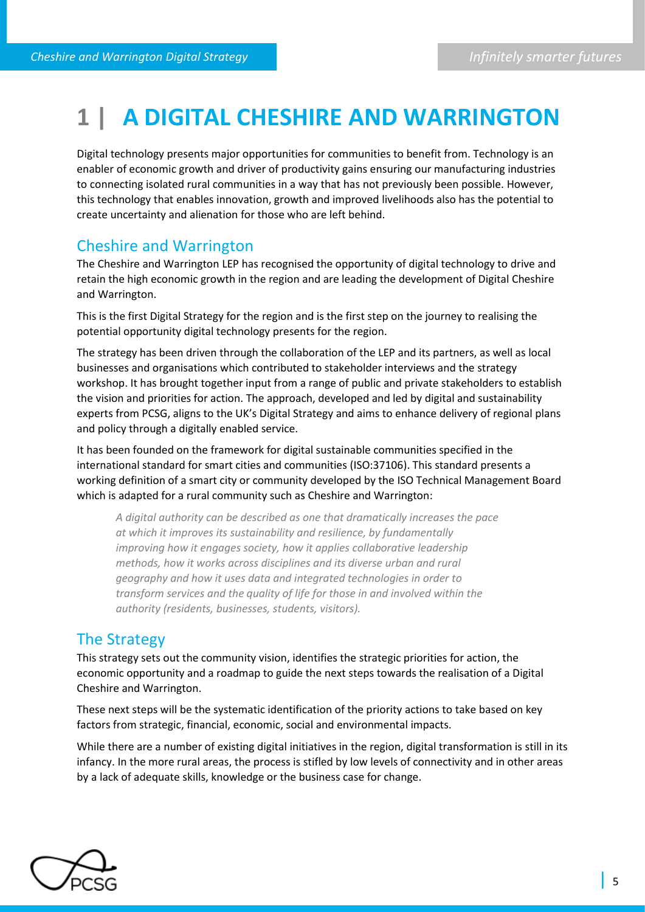# 1 | A DIGITAL CHESHIRE AND WARRINGTON

Digital technology presents major opportunities for communities to benefit from. Technology is an enabler of economic growth and driver of productivity gains ensuring our manufacturing industries to connecting isolated rural communities in a way that has not previously been possible. However, this technology that enables innovation, growth and improved livelihoods also has the potential to create uncertainty and alienation for those who are left behind.

## Cheshire and Warrington

The Cheshire and Warrington LEP has recognised the opportunity of digital technology to drive and retain the high economic growth in the region and are leading the development of Digital Cheshire and Warrington.

This is the first Digital Strategy for the region and is the first step on the journey to realising the potential opportunity digital technology presents for the region.

The strategy has been driven through the collaboration of the LEP and its partners, as well as local businesses and organisations which contributed to stakeholder interviews and the strategy workshop. It has brought together input from a range of public and private stakeholders to establish the vision and priorities for action. The approach, developed and led by digital and sustainability experts from PCSG, aligns to the UK's Digital Strategy and aims to enhance delivery of regional plans and policy through a digitally enabled service.

It has been founded on the framework for digital sustainable communities specified in the international standard for smart cities and communities (ISO:37106). This standard presents a working definition of a smart city or community developed by the ISO Technical Management Board which is adapted for a rural community such as Cheshire and Warrington:

> *A digital authority can be described as one that dramatically increases the pace at which it improves its sustainability and resilience, by fundamentally improving how it engages society, how it applies collaborative leadership methods, how it works across disciplines and its diverse urban and rural geography and how it uses data and integrated technologies in order to transform services and the quality of life for those in and involved within the authority (residents, businesses, students, visitors).*

## The Strategy

This strategy sets out the community vision, identifies the strategic priorities for action, the economic opportunity and a roadmap to guide the next steps towards the realisation of a Digital Cheshire and Warrington.

These next steps will be the systematic identification of the priority actions to take based on key factors from strategic, financial, economic, social and environmental impacts.

While there are a number of existing digital initiatives in the region, digital transformation is still in its infancy. In the more rural areas, the process is stifled by low levels of connectivity and in other areas by a lack of adequate skills, knowledge or the business case for change.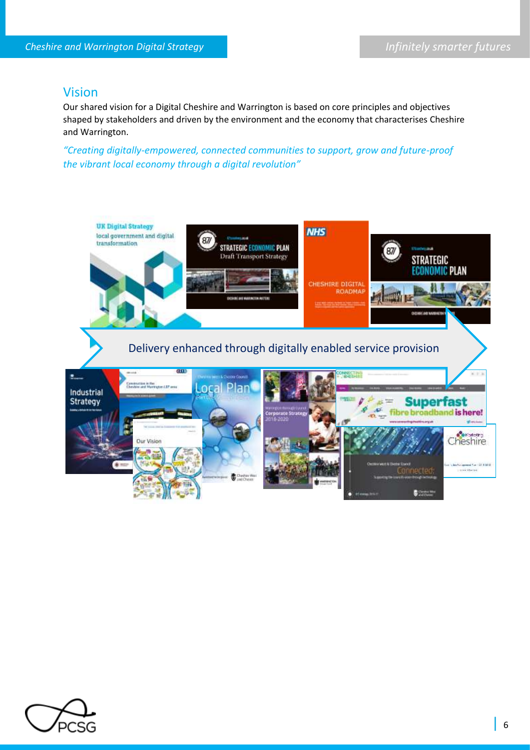## Vision

Our shared vision for a Digital Cheshire and Warrington is based on core principles and objectives shaped by stakeholders and driven by the environment and the economy that characterises Cheshire and Warrington.

*"Creating digitally-empowered, connected communities to support, grow and future-proof the vibrant local economy through a digital revolution"*

Delivery enhanced through digitally enabled service provision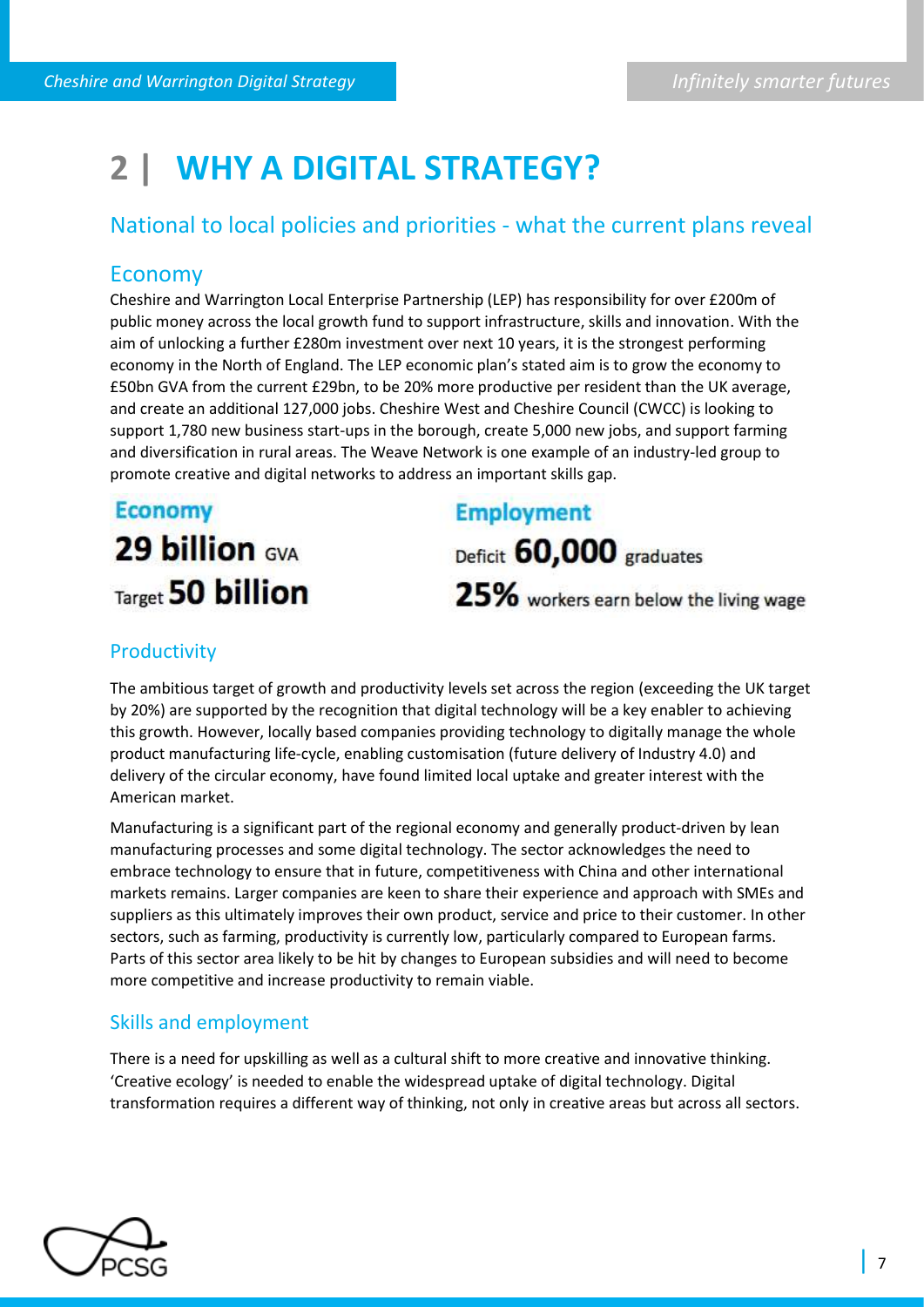# 2 | WHY A DIGITAL STRATEGY?

## National to local policies and priorities - what the current plans reveal

### Economy

Cheshire and Warrington Local Enterprise Partnership (LEP) has responsibility for over £200m of public money across the local growth fund to support infrastructure, skills and innovation. With the aim of unlocking a further £280m investment over next 10 years, it is the strongest performing economy in the North of England. The LEP economic plan's stated aim is to grow the economy to £50bn GVA from the current £29bn, to be 20% more productive per resident than the UK average, and create an additional 127,000 jobs. Cheshire West and Cheshire Council (CWCC) is looking to support 1,780 new business start-ups in the borough, create 5,000 new jobs, and support farming and diversification in rural areas. The Weave Network is one example of an industry-led group to promote creative and digital networks to address an important skills gap.

**Economy**

**29 billion** GVA

Target **50 billion**

**Employment**

Deficit **60,000** graduates

**25%** workers earn below the living wage

### Productivity

The ambitious target of growth and productivity levels set across the region (exceeding the UK target by 20%) are supported by the recognition that digital technology will be a key enabler to achieving this growth. However, locally based companies providing technology to digitally manage the whole product manufacturing life-cycle, enabling customisation (future delivery of Industry 4.0) and delivery of the circular economy, have found limited local uptake and greater interest with the American market.

Manufacturing is a significant part of the regional economy and generally product-driven by lean manufacturing processes and some digital technology. The sector acknowledges the need to embrace technology to ensure that in future, competitiveness with China and other international markets remains. Larger companies are keen to share their experience and approach with SMEs and suppliers as this ultimately improves their own product, service and price to their customer. In other sectors, such as farming, productivity is currently low, particularly compared to European farms. Parts of this sector area likely to be hit by changes to European subsidies and will need to become more competitive and increase productivity to remain viable.

### Skills and employment

There is a need for upskilling as well as a cultural shift to more creative and innovative thinking. 'Creative ecology' is needed to enable the widespread uptake of digital technology. Digital transformation requires a different way of thinking, not only in creative areas but across all sectors.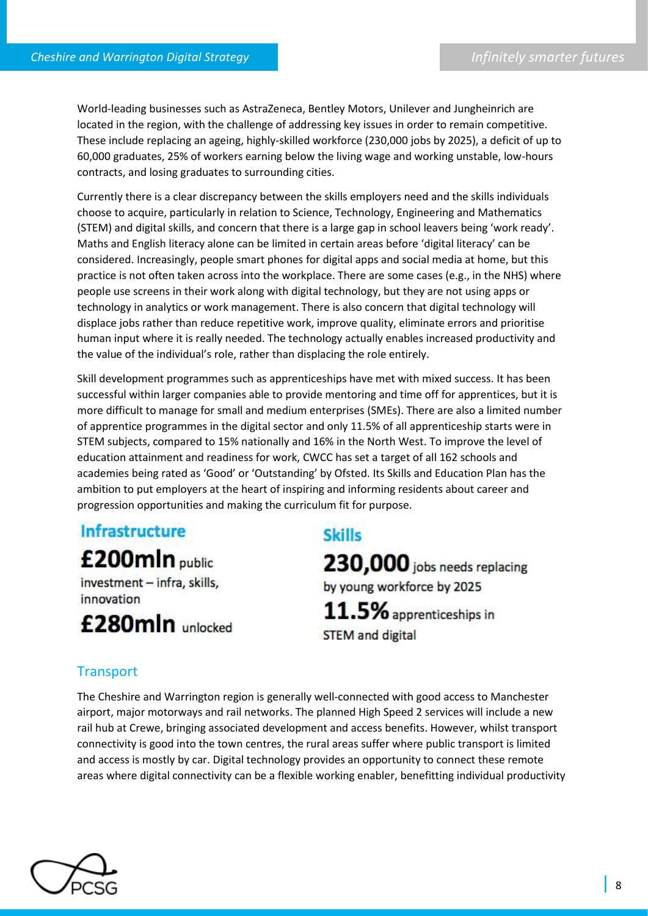World-leading businesses such as AstraZeneca, Bentley Motors, Unilever and Jungheinrich are located in the region, with the challenge of addressing key issues in order to remain competitive. These include replacing an ageing, highly-skilled workforce (230,000 jobs by 2025), a deficit of up to 60,000 graduates, 25% of workers earning below the living wage and working unstable, low-hours contracts, and losing graduates to surrounding cities.

Currently there is a clear discrepancy between the skills employers need and the skills individuals choose to acquire, particularly in relation to Science, Technology, Engineering and Mathematics (STEM) and digital skills, and concern that there is a large gap in school leavers being 'work ready'. Maths and English literacy alone can be limited in certain areas before 'digital literacy' can be considered. Increasingly, people smart phones for digital apps and social media at home, but this practice is not often taken across into the workplace. There are some cases (e.g., in the NHS) where people use screens in their work along with digital technology, but they are not using apps or technology in analytics or work management. There is also concern that digital technology will displace jobs rather than reduce repetitive work, improve quality, eliminate errors and prioritise human input where it is really needed. The technology actually enables increased productivity and the value of the individual's role, rather than displacing the role entirely.

Skill development programmes such as apprenticeships have met with mixed success. It has been successful within larger companies able to provide mentoring and time off for apprentices, but it is more difficult to manage for small and medium enterprises (SMEs). There are also a limited number of apprentice programmes in the digital sector and only 11.5% of all apprenticeship starts were in STEM subjects, compared to 15% nationally and 16% in the North West. To improve the level of education attainment and readiness for work, CWCC has set a target of all 162 schools and academies being rated as 'Good' or 'Outstanding' by Ofsted. Its Skills and Education Plan has the ambition to put employers at the heart of inspiring and informing residents about career and progression opportunities and making the curriculum fit for purpose.

**Infrastructure**

**£200mln** public investment – infra, skills, innovation

**£280mln** unlocked

**Skills**

**230,000** jobs needs replacing by young workforce by 2025

**11.5%** apprenticeships in STEM and digital

## Transport

The Cheshire and Warrington region is generally well-connected with good access to Manchester airport, major motorways and rail networks. The planned High Speed 2 services will include a new rail hub at Crewe, bringing associated development and access benefits. However, whilst transport connectivity is good into the town centres, the rural areas suffer where public transport is limited and access is mostly by car. Digital technology provides an opportunity to connect these remote areas where digital connectivity can be a flexible working enabler, benefitting individual productivity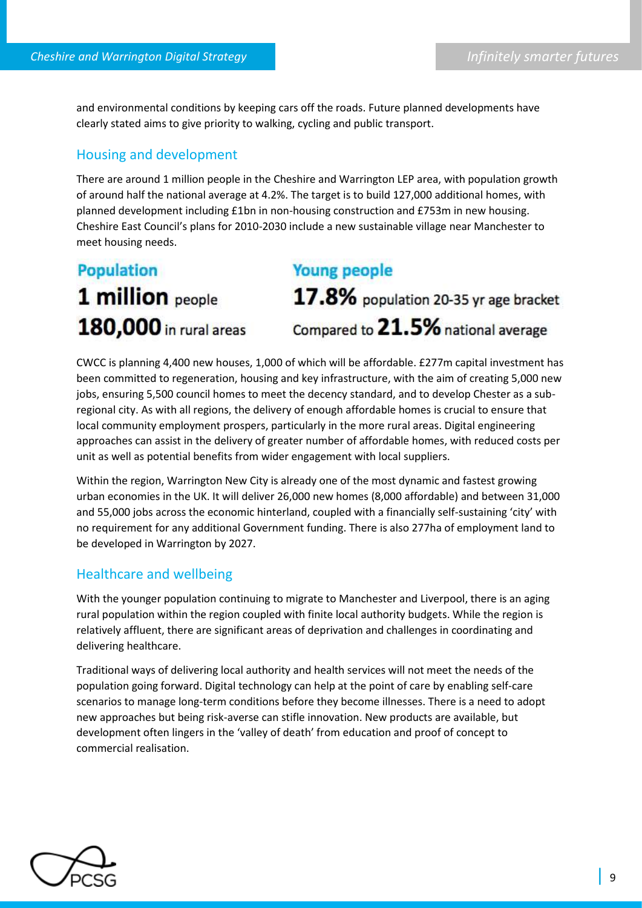and environmental conditions by keeping cars off the roads. Future planned developments have clearly stated aims to give priority to walking, cycling and public transport.

## Housing and development

There are around 1 million people in the Cheshire and Warrington LEP area, with population growth of around half the national average at 4.2%. The target is to build 127,000 additional homes, with planned development including £1bn in non-housing construction and £753m in new housing. Cheshire East Council's plans for 2010-2030 include a new sustainable village near Manchester to meet housing needs.

**Population**
**1 million** people
**180,000** in rural areas

**Young people**
**17.8%** population 20-35 yr age bracket
Compared to **21.5%** national average

CWCC is planning 4,400 new houses, 1,000 of which will be affordable. £277m capital investment has been committed to regeneration, housing and key infrastructure, with the aim of creating 5,000 new jobs, ensuring 5,500 council homes to meet the decency standard, and to develop Chester as a sub-regional city. As with all regions, the delivery of enough affordable homes is crucial to ensure that local community employment prospers, particularly in the more rural areas. Digital engineering approaches can assist in the delivery of greater number of affordable homes, with reduced costs per unit as well as potential benefits from wider engagement with local suppliers.

Within the region, Warrington New City is already one of the most dynamic and fastest growing urban economies in the UK. It will deliver 26,000 new homes (8,000 affordable) and between 31,000 and 55,000 jobs across the economic hinterland, coupled with a financially self-sustaining 'city' with no requirement for any additional Government funding. There is also 277ha of employment land to be developed in Warrington by 2027.

## Healthcare and wellbeing

With the younger population continuing to migrate to Manchester and Liverpool, there is an aging rural population within the region coupled with finite local authority budgets. While the region is relatively affluent, there are significant areas of deprivation and challenges in coordinating and delivering healthcare.

Traditional ways of delivering local authority and health services will not meet the needs of the population going forward. Digital technology can help at the point of care by enabling self-care scenarios to manage long-term conditions before they become illnesses. There is a need to adopt new approaches but being risk-averse can stifle innovation. New products are available, but development often lingers in the 'valley of death' from education and proof of concept to commercial realisation.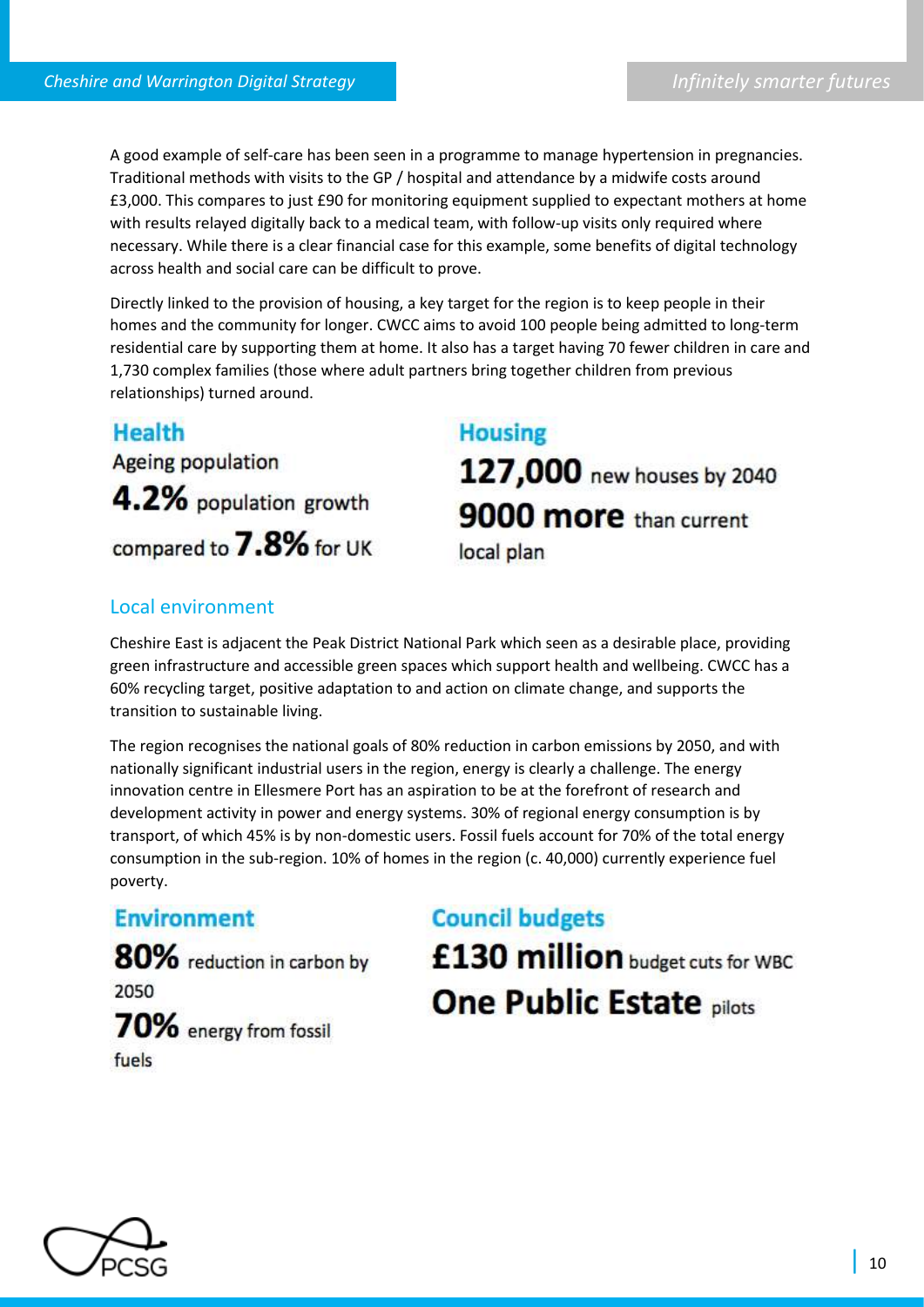A good example of self-care has been seen in a programme to manage hypertension in pregnancies. Traditional methods with visits to the GP / hospital and attendance by a midwife costs around £3,000. This compares to just £90 for monitoring equipment supplied to expectant mothers at home with results relayed digitally back to a medical team, with follow-up visits only required where necessary. While there is a clear financial case for this example, some benefits of digital technology across health and social care can be difficult to prove.

Directly linked to the provision of housing, a key target for the region is to keep people in their homes and the community for longer. CWCC aims to avoid 100 people being admitted to long-term residential care by supporting them at home. It also has a target having 70 fewer children in care and 1,730 complex families (those where adult partners bring together children from previous relationships) turned around.

**Health**

Ageing population

**4.2%** population growth compared to **7.8%** for UK

**Housing**

**127,000** new houses by 2040

**9000 more** than current local plan

## Local environment

Cheshire East is adjacent the Peak District National Park which seen as a desirable place, providing green infrastructure and accessible green spaces which support health and wellbeing. CWCC has a 60% recycling target, positive adaptation to and action on climate change, and supports the transition to sustainable living.

The region recognises the national goals of 80% reduction in carbon emissions by 2050, and with nationally significant industrial users in the region, energy is clearly a challenge. The energy innovation centre in Ellesmere Port has an aspiration to be at the forefront of research and development activity in power and energy systems. 30% of regional energy consumption is by transport, of which 45% is by non-domestic users. Fossil fuels account for 70% of the total energy consumption in the sub-region. 10% of homes in the region (c. 40,000) currently experience fuel poverty.

**Environment**

**80%** reduction in carbon by 2050

**70%** energy from fossil fuels

**Council budgets**

**£130 million** budget cuts for WBC

**One Public Estate** pilots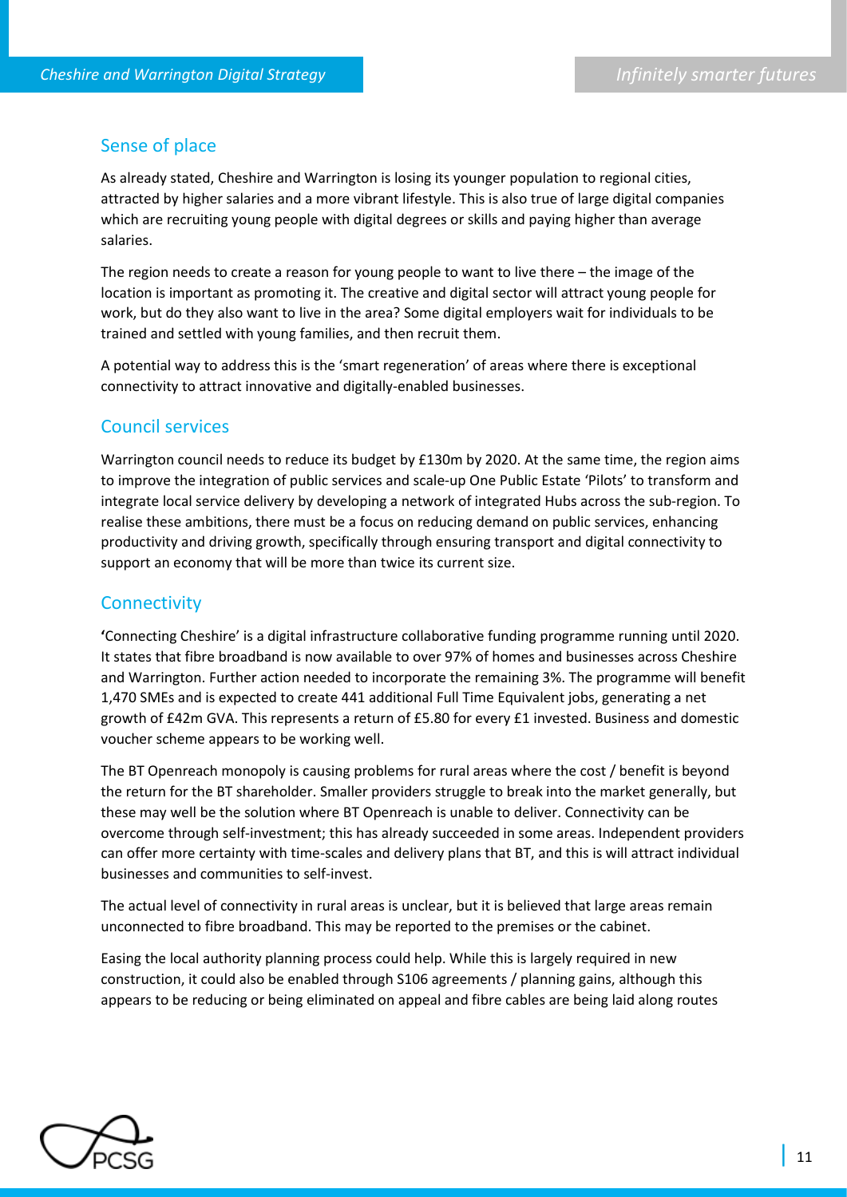## Sense of place

As already stated, Cheshire and Warrington is losing its younger population to regional cities, attracted by higher salaries and a more vibrant lifestyle. This is also true of large digital companies which are recruiting young people with digital degrees or skills and paying higher than average salaries.

The region needs to create a reason for young people to want to live there – the image of the location is important as promoting it. The creative and digital sector will attract young people for work, but do they also want to live in the area? Some digital employers wait for individuals to be trained and settled with young families, and then recruit them.

A potential way to address this is the 'smart regeneration' of areas where there is exceptional connectivity to attract innovative and digitally-enabled businesses.

## Council services

Warrington council needs to reduce its budget by £130m by 2020. At the same time, the region aims to improve the integration of public services and scale-up One Public Estate 'Pilots' to transform and integrate local service delivery by developing a network of integrated Hubs across the sub-region. To realise these ambitions, there must be a focus on reducing demand on public services, enhancing productivity and driving growth, specifically through ensuring transport and digital connectivity to support an economy that will be more than twice its current size.

## Connectivity

**'**Connecting Cheshire' is a digital infrastructure collaborative funding programme running until 2020. It states that fibre broadband is now available to over 97% of homes and businesses across Cheshire and Warrington. Further action needed to incorporate the remaining 3%. The programme will benefit 1,470 SMEs and is expected to create 441 additional Full Time Equivalent jobs, generating a net growth of £42m GVA. This represents a return of £5.80 for every £1 invested. Business and domestic voucher scheme appears to be working well.

The BT Openreach monopoly is causing problems for rural areas where the cost / benefit is beyond the return for the BT shareholder. Smaller providers struggle to break into the market generally, but these may well be the solution where BT Openreach is unable to deliver. Connectivity can be overcome through self-investment; this has already succeeded in some areas. Independent providers can offer more certainty with time-scales and delivery plans that BT, and this is will attract individual businesses and communities to self-invest.

The actual level of connectivity in rural areas is unclear, but it is believed that large areas remain unconnected to fibre broadband. This may be reported to the premises or the cabinet.

Easing the local authority planning process could help. While this is largely required in new construction, it could also be enabled through S106 agreements / planning gains, although this appears to be reducing or being eliminated on appeal and fibre cables are being laid along routes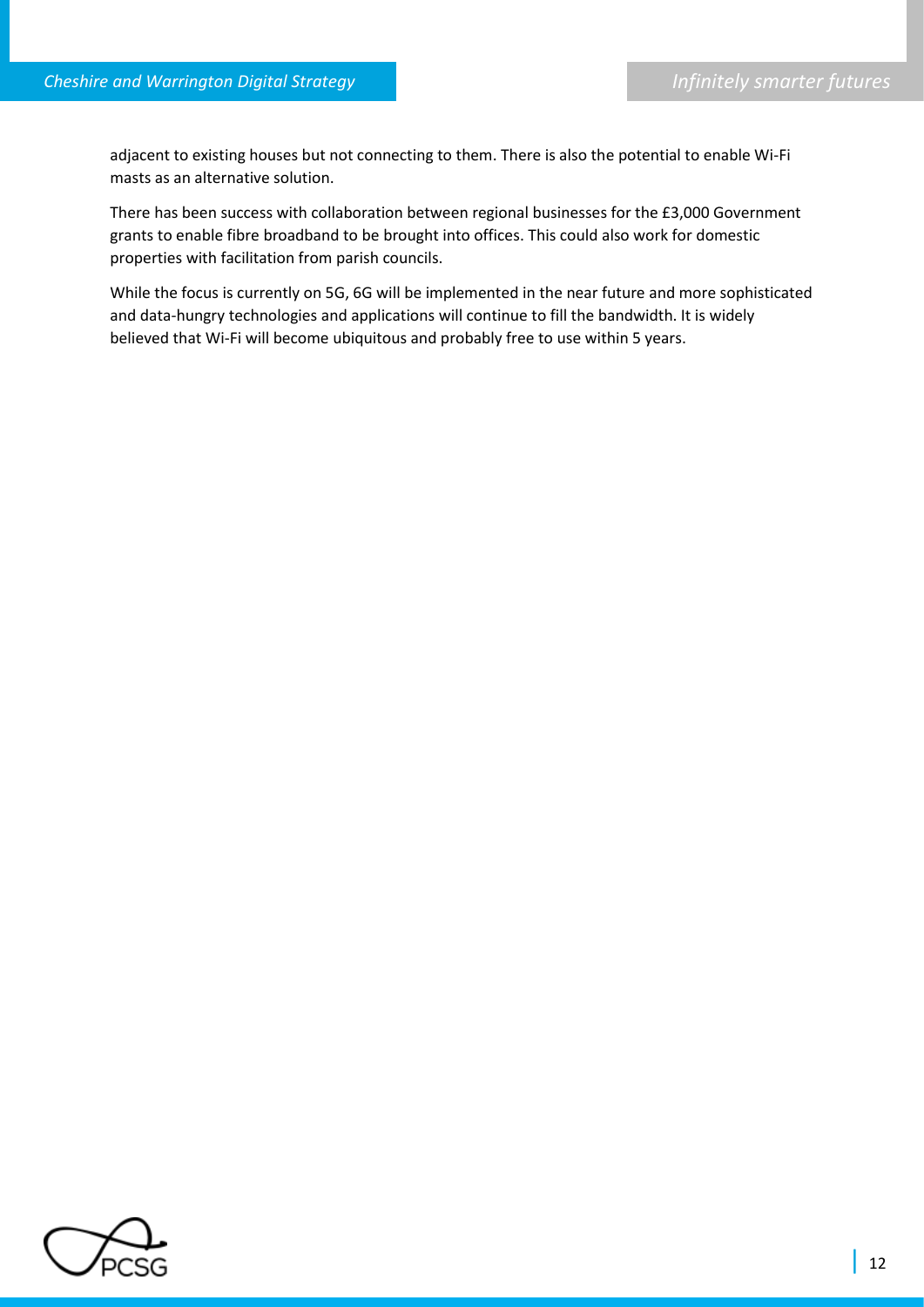adjacent to existing houses but not connecting to them. There is also the potential to enable Wi-Fi masts as an alternative solution.

There has been success with collaboration between regional businesses for the £3,000 Government grants to enable fibre broadband to be brought into offices. This could also work for domestic properties with facilitation from parish councils.

While the focus is currently on 5G, 6G will be implemented in the near future and more sophisticated and data-hungry technologies and applications will continue to fill the bandwidth. It is widely believed that Wi-Fi will become ubiquitous and probably free to use within 5 years.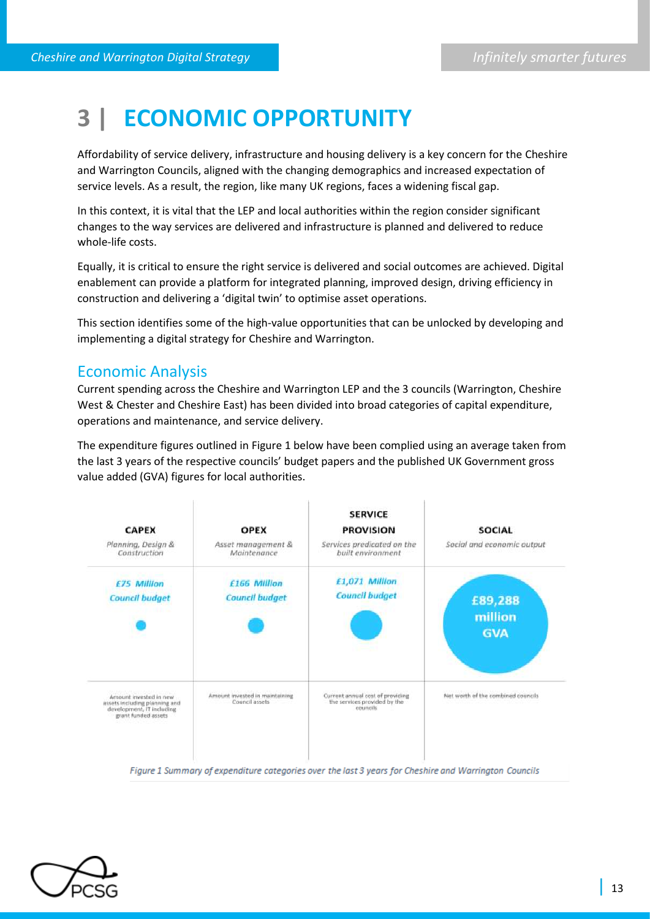# 3 | ECONOMIC OPPORTUNITY

Affordability of service delivery, infrastructure and housing delivery is a key concern for the Cheshire and Warrington Councils, aligned with the changing demographics and increased expectation of service levels. As a result, the region, like many UK regions, faces a widening fiscal gap.

In this context, it is vital that the LEP and local authorities within the region consider significant changes to the way services are delivered and infrastructure is planned and delivered to reduce whole-life costs.

Equally, it is critical to ensure the right service is delivered and social outcomes are achieved. Digital enablement can provide a platform for integrated planning, improved design, driving efficiency in construction and delivering a 'digital twin' to optimise asset operations.

This section identifies some of the high-value opportunities that can be unlocked by developing and implementing a digital strategy for Cheshire and Warrington.

## Economic Analysis

Current spending across the Cheshire and Warrington LEP and the 3 councils (Warrington, Cheshire West & Chester and Cheshire East) has been divided into broad categories of capital expenditure, operations and maintenance, and service delivery.

The expenditure figures outlined in Figure 1 below have been complied using an average taken from the last 3 years of the respective councils' budget papers and the published UK Government gross value added (GVA) figures for local authorities.

| CAPEX<br>*Planning, Design & Construction* | OPEX<br>*Asset management & Maintenance* | SERVICE PROVISION<br>*Services predicated on the built environment* | SOCIAL<br>*Social and economic output* |
|---|---|---|---|
| *£75 Million Council budget* | *£166 Million Council budget* | *£1,071 Million Council budget* | £89,288 million GVA |
| Amount invested in new assets including planning and development, IT including grant funded assets | Amount invested in maintaining Council assets | Current annual cost of providing the services provided by the councils | Net worth of the combined councils |

*Figure 1 Summary of expenditure categories over the last 3 years for Cheshire and Warrington Councils*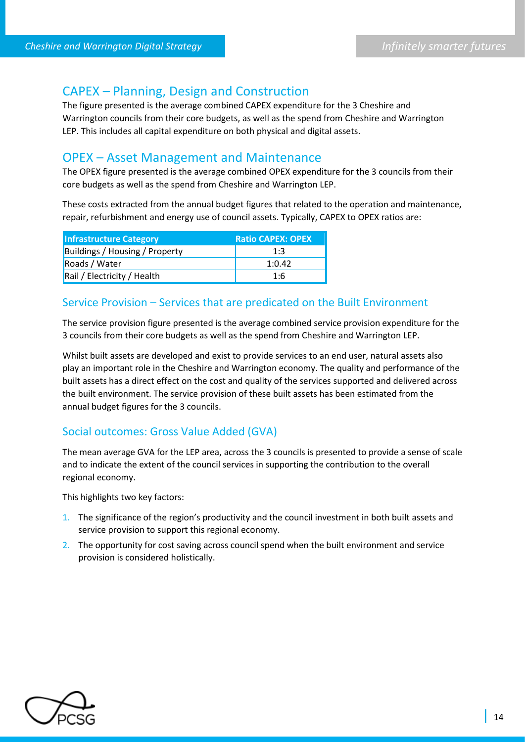## CAPEX – Planning, Design and Construction

The figure presented is the average combined CAPEX expenditure for the 3 Cheshire and Warrington councils from their core budgets, as well as the spend from Cheshire and Warrington LEP. This includes all capital expenditure on both physical and digital assets.

## OPEX – Asset Management and Maintenance

The OPEX figure presented is the average combined OPEX expenditure for the 3 councils from their core budgets as well as the spend from Cheshire and Warrington LEP.

These costs extracted from the annual budget figures that related to the operation and maintenance, repair, refurbishment and energy use of council assets. Typically, CAPEX to OPEX ratios are:

| Infrastructure Category | Ratio CAPEX: OPEX |
|---|---|
| Buildings / Housing / Property | 1:3 |
| Roads / Water | 1:0.42 |
| Rail / Electricity / Health | 1:6 |

### Service Provision – Services that are predicated on the Built Environment

The service provision figure presented is the average combined service provision expenditure for the 3 councils from their core budgets as well as the spend from Cheshire and Warrington LEP.

Whilst built assets are developed and exist to provide services to an end user, natural assets also play an important role in the Cheshire and Warrington economy. The quality and performance of the built assets has a direct effect on the cost and quality of the services supported and delivered across the built environment. The service provision of these built assets has been estimated from the annual budget figures for the 3 councils.

### Social outcomes: Gross Value Added (GVA)

The mean average GVA for the LEP area, across the 3 councils is presented to provide a sense of scale and to indicate the extent of the council services in supporting the contribution to the overall regional economy.

This highlights two key factors:

1. The significance of the region's productivity and the council investment in both built assets and service provision to support this regional economy.
2. The opportunity for cost saving across council spend when the built environment and service provision is considered holistically.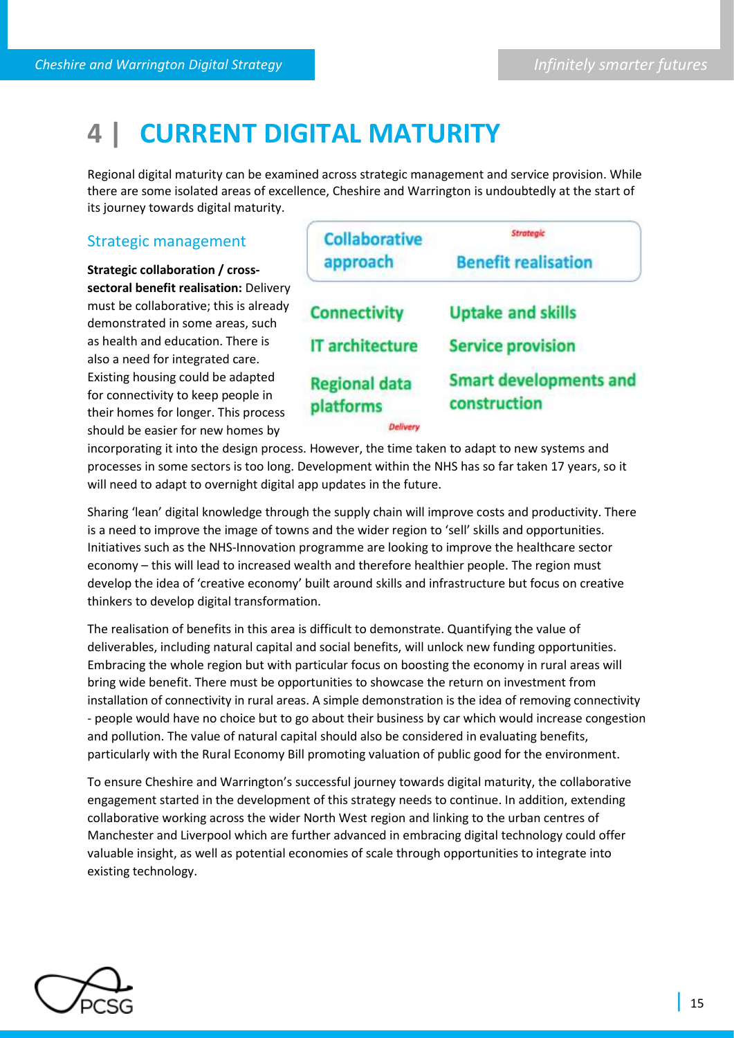# 4 | CURRENT DIGITAL MATURITY

Regional digital maturity can be examined across strategic management and service provision. While there are some isolated areas of excellence, Cheshire and Warrington is undoubtedly at the start of its journey towards digital maturity.

## Strategic management

| Collaborative approach | Benefit realisation |
|---|---|
| Connectivity | Uptake and skills |
| IT architecture | Service provision |
| Regional data platforms | Smart developments and construction |

*Strategic* / *Delivery*

**Strategic collaboration / cross-sectoral benefit realisation:** Delivery must be collaborative; this is already demonstrated in some areas, such as health and education. There is also a need for integrated care. Existing housing could be adapted for connectivity to keep people in their homes for longer. This process should be easier for new homes by incorporating it into the design process. However, the time taken to adapt to new systems and processes in some sectors is too long. Development within the NHS has so far taken 17 years, so it will need to adapt to overnight digital app updates in the future.

Sharing 'lean' digital knowledge through the supply chain will improve costs and productivity. There is a need to improve the image of towns and the wider region to 'sell' skills and opportunities. Initiatives such as the NHS-Innovation programme are looking to improve the healthcare sector economy – this will lead to increased wealth and therefore healthier people. The region must develop the idea of 'creative economy' built around skills and infrastructure but focus on creative thinkers to develop digital transformation.

The realisation of benefits in this area is difficult to demonstrate. Quantifying the value of deliverables, including natural capital and social benefits, will unlock new funding opportunities. Embracing the whole region but with particular focus on boosting the economy in rural areas will bring wide benefit. There must be opportunities to showcase the return on investment from installation of connectivity in rural areas. A simple demonstration is the idea of removing connectivity - people would have no choice but to go about their business by car which would increase congestion and pollution. The value of natural capital should also be considered in evaluating benefits, particularly with the Rural Economy Bill promoting valuation of public good for the environment.

To ensure Cheshire and Warrington's successful journey towards digital maturity, the collaborative engagement started in the development of this strategy needs to continue. In addition, extending collaborative working across the wider North West region and linking to the urban centres of Manchester and Liverpool which are further advanced in embracing digital technology could offer valuable insight, as well as potential economies of scale through opportunities to integrate into existing technology.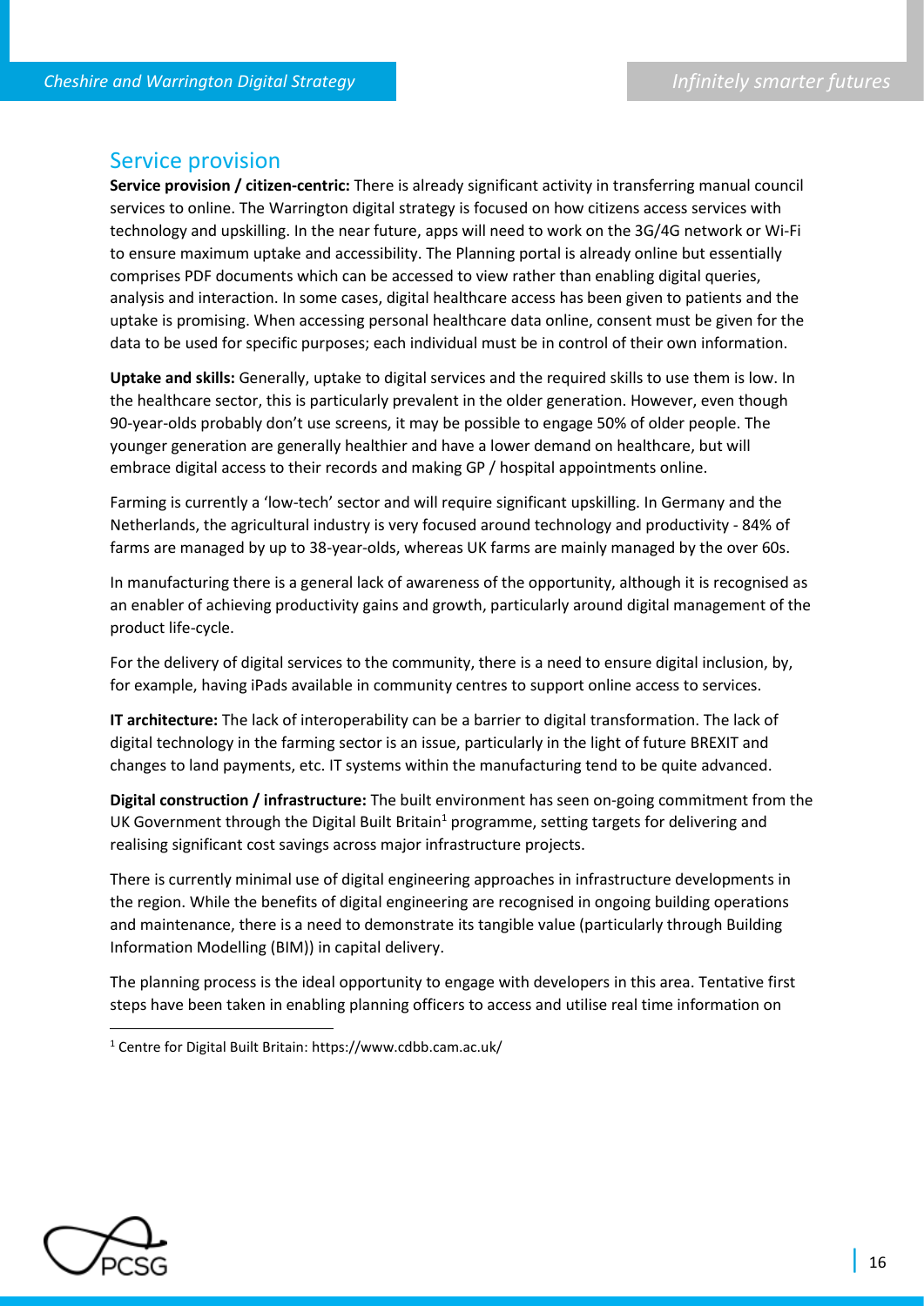## Service provision

**Service provision / citizen-centric:** There is already significant activity in transferring manual council services to online. The Warrington digital strategy is focused on how citizens access services with technology and upskilling. In the near future, apps will need to work on the 3G/4G network or Wi-Fi to ensure maximum uptake and accessibility. The Planning portal is already online but essentially comprises PDF documents which can be accessed to view rather than enabling digital queries, analysis and interaction. In some cases, digital healthcare access has been given to patients and the uptake is promising. When accessing personal healthcare data online, consent must be given for the data to be used for specific purposes; each individual must be in control of their own information.

**Uptake and skills:** Generally, uptake to digital services and the required skills to use them is low. In the healthcare sector, this is particularly prevalent in the older generation. However, even though 90-year-olds probably don't use screens, it may be possible to engage 50% of older people. The younger generation are generally healthier and have a lower demand on healthcare, but will embrace digital access to their records and making GP / hospital appointments online.

Farming is currently a 'low-tech' sector and will require significant upskilling. In Germany and the Netherlands, the agricultural industry is very focused around technology and productivity - 84% of farms are managed by up to 38-year-olds, whereas UK farms are mainly managed by the over 60s.

In manufacturing there is a general lack of awareness of the opportunity, although it is recognised as an enabler of achieving productivity gains and growth, particularly around digital management of the product life-cycle.

For the delivery of digital services to the community, there is a need to ensure digital inclusion, by, for example, having iPads available in community centres to support online access to services.

**IT architecture:** The lack of interoperability can be a barrier to digital transformation. The lack of digital technology in the farming sector is an issue, particularly in the light of future BREXIT and changes to land payments, etc. IT systems within the manufacturing tend to be quite advanced.

**Digital construction / infrastructure:** The built environment has seen on-going commitment from the UK Government through the Digital Built Britain[1] programme, setting targets for delivering and realising significant cost savings across major infrastructure projects.

There is currently minimal use of digital engineering approaches in infrastructure developments in the region. While the benefits of digital engineering are recognised in ongoing building operations and maintenance, there is a need to demonstrate its tangible value (particularly through Building Information Modelling (BIM)) in capital delivery.

The planning process is the ideal opportunity to engage with developers in this area. Tentative first steps have been taken in enabling planning officers to access and utilise real time information on

[1] Centre for Digital Built Britain: https://www.cdbb.cam.ac.uk/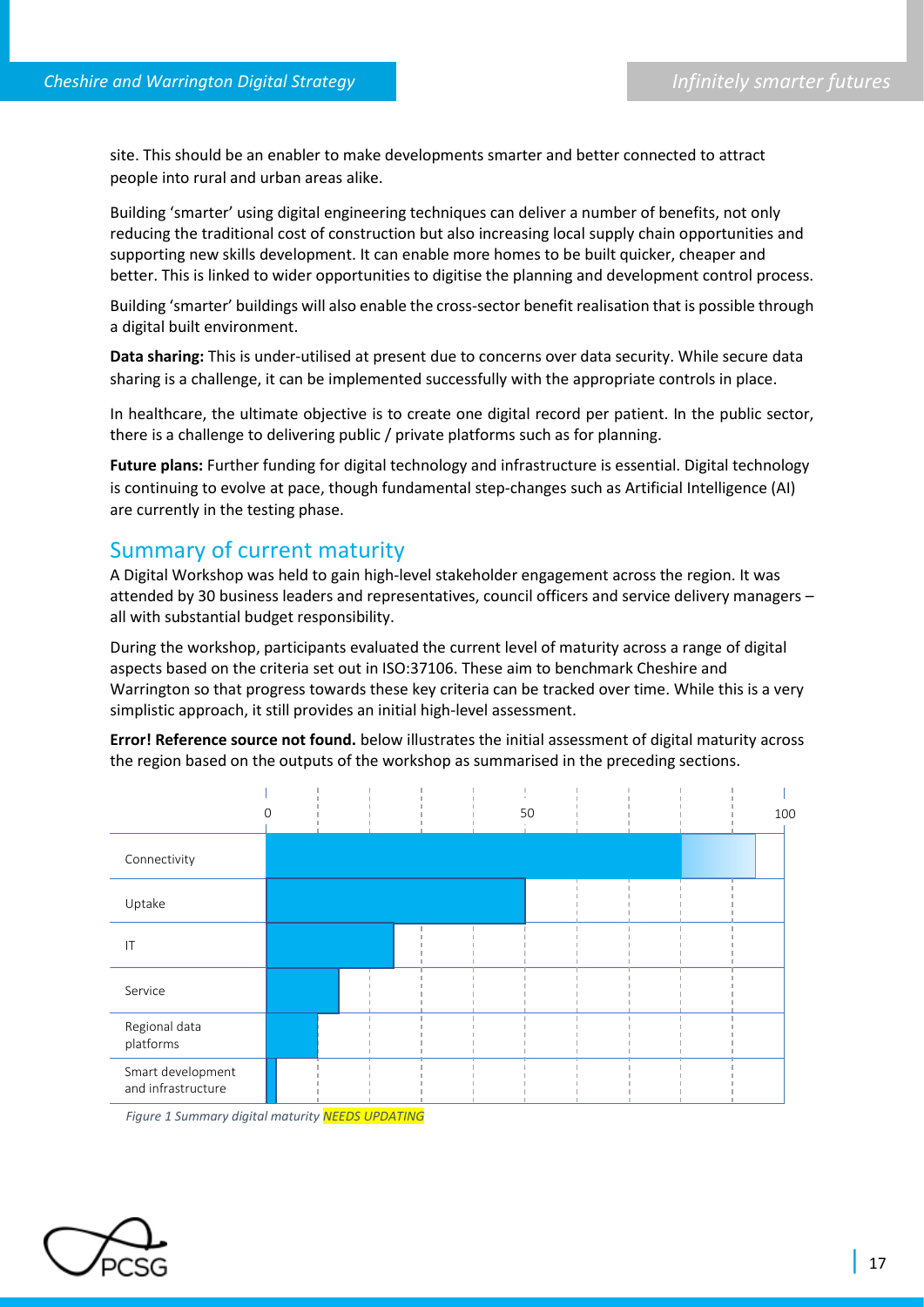site. This should be an enabler to make developments smarter and better connected to attract people into rural and urban areas alike.

Building 'smarter' using digital engineering techniques can deliver a number of benefits, not only reducing the traditional cost of construction but also increasing local supply chain opportunities and supporting new skills development. It can enable more homes to be built quicker, cheaper and better. This is linked to wider opportunities to digitise the planning and development control process.

Building 'smarter' buildings will also enable the cross-sector benefit realisation that is possible through a digital built environment.

**Data sharing:** This is under-utilised at present due to concerns over data security. While secure data sharing is a challenge, it can be implemented successfully with the appropriate controls in place.

In healthcare, the ultimate objective is to create one digital record per patient. In the public sector, there is a challenge to delivering public / private platforms such as for planning.

**Future plans:** Further funding for digital technology and infrastructure is essential. Digital technology is continuing to evolve at pace, though fundamental step-changes such as Artificial Intelligence (AI) are currently in the testing phase.

## Summary of current maturity

A Digital Workshop was held to gain high-level stakeholder engagement across the region. It was attended by 30 business leaders and representatives, council officers and service delivery managers – all with substantial budget responsibility.

During the workshop, participants evaluated the current level of maturity across a range of digital aspects based on the criteria set out in ISO:37106. These aim to benchmark Cheshire and Warrington so that progress towards these key criteria can be tracked over time. While this is a very simplistic approach, it still provides an initial high-level assessment.

**Error! Reference source not found.** below illustrates the initial assessment of digital maturity across the region based on the outputs of the workshop as summarised in the preceding sections.

| | 0 | 50 | 100 |
|---|---|---|---|
| Connectivity | | | |
| Uptake | | | |
| IT | | | |
| Service | | | |
| Regional data platforms | | | |
| Smart development and infrastructure | | | |

*Figure 1 Summary digital maturity NEEDS UPDATING*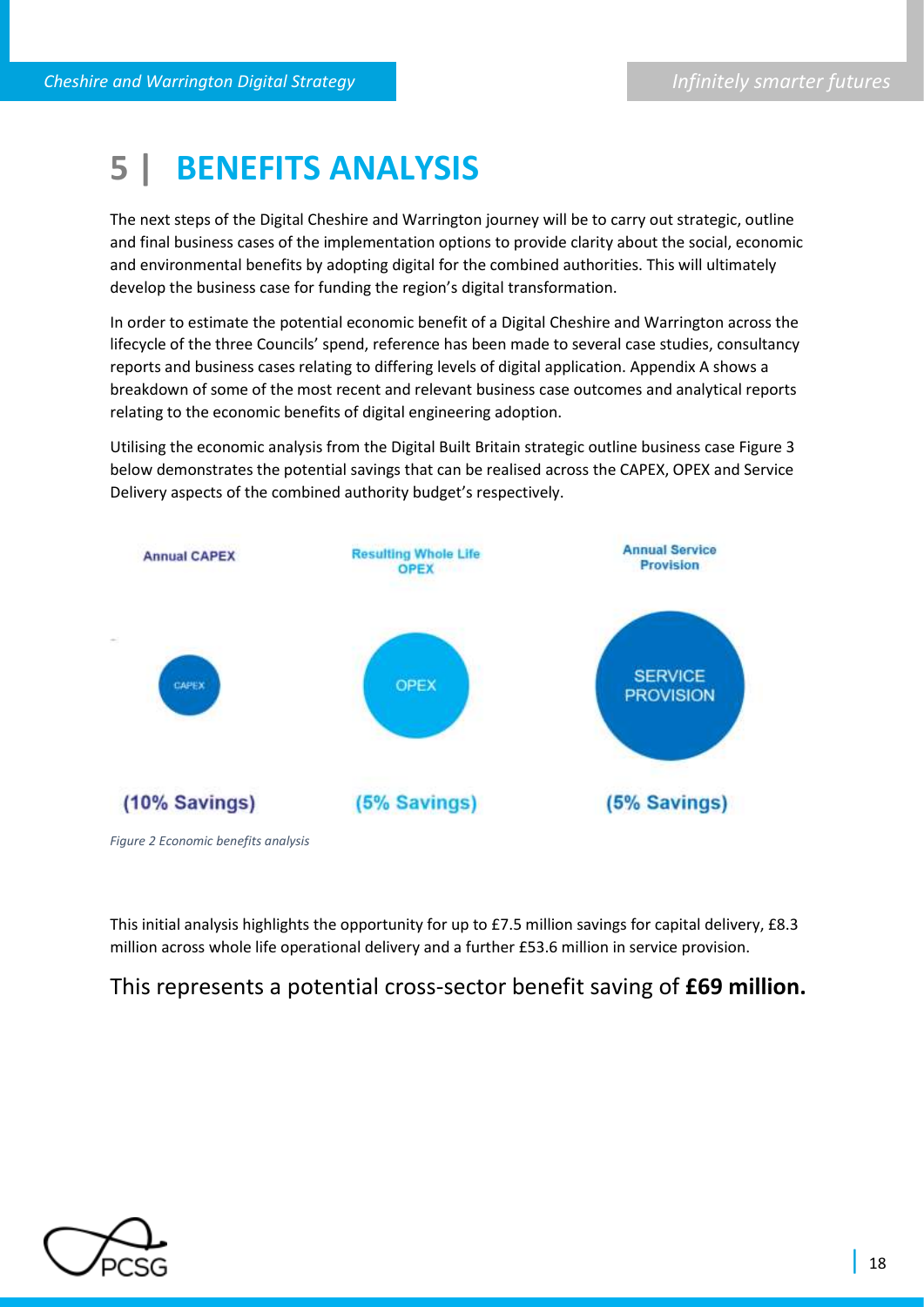# 5 | BENEFITS ANALYSIS

The next steps of the Digital Cheshire and Warrington journey will be to carry out strategic, outline and final business cases of the implementation options to provide clarity about the social, economic and environmental benefits by adopting digital for the combined authorities. This will ultimately develop the business case for funding the region's digital transformation.

In order to estimate the potential economic benefit of a Digital Cheshire and Warrington across the lifecycle of the three Councils' spend, reference has been made to several case studies, consultancy reports and business cases relating to differing levels of digital application. Appendix A shows a breakdown of some of the most recent and relevant business case outcomes and analytical reports relating to the economic benefits of digital engineering adoption.

Utilising the economic analysis from the Digital Built Britain strategic outline business case Figure 3 below demonstrates the potential savings that can be realised across the CAPEX, OPEX and Service Delivery aspects of the combined authority budget's respectively.

| Annual CAPEX | Resulting Whole Life OPEX | Annual Service Provision |
|---|---|---|
| CAPEX | OPEX | SERVICE PROVISION |
| (10% Savings) | (5% Savings) | (5% Savings) |

*Figure 2 Economic benefits analysis*

This initial analysis highlights the opportunity for up to £7.5 million savings for capital delivery, £8.3 million across whole life operational delivery and a further £53.6 million in service provision.

This represents a potential cross-sector benefit saving of **£69 million.**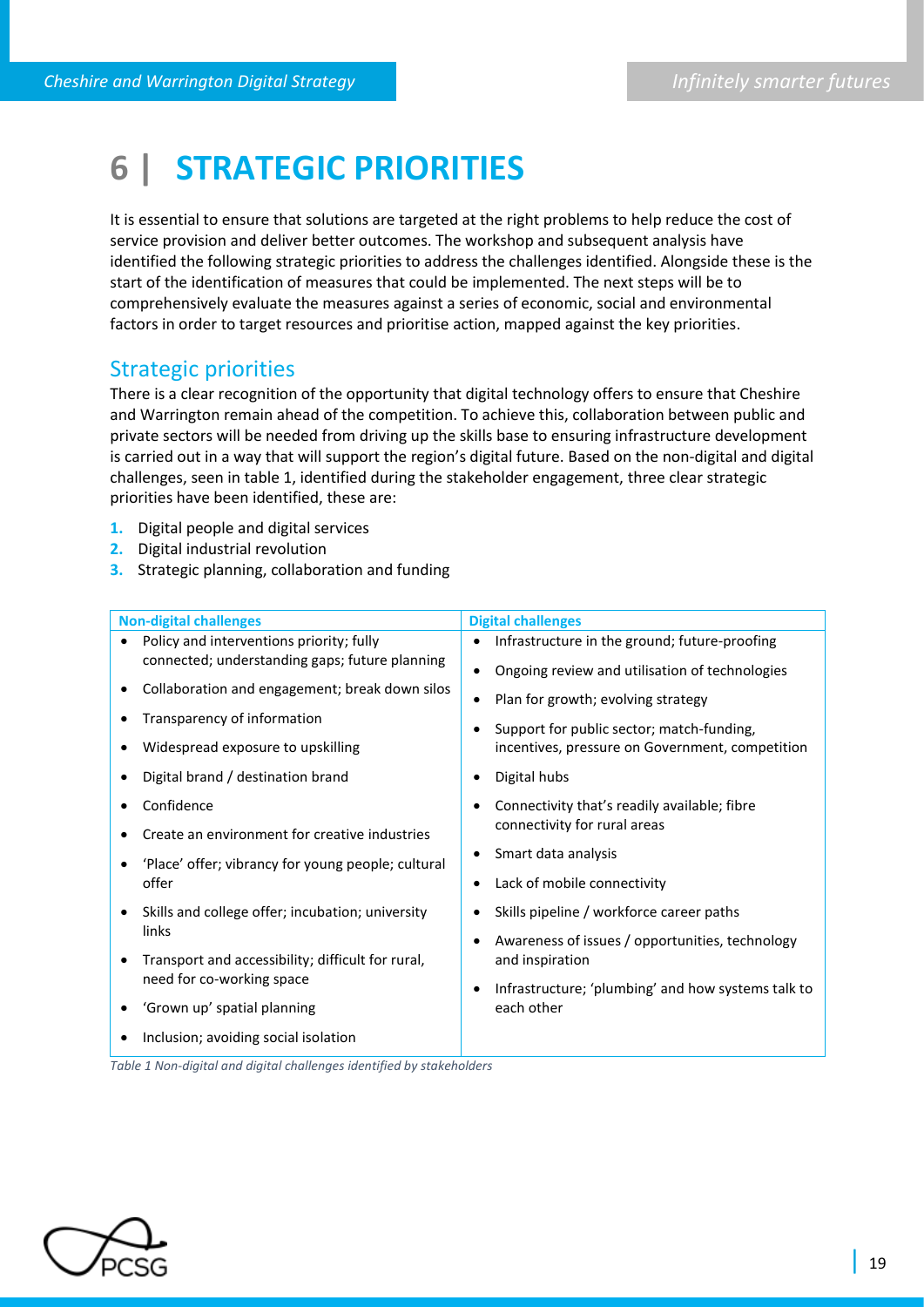# 6 | STRATEGIC PRIORITIES

It is essential to ensure that solutions are targeted at the right problems to help reduce the cost of service provision and deliver better outcomes. The workshop and subsequent analysis have identified the following strategic priorities to address the challenges identified. Alongside these is the start of the identification of measures that could be implemented. The next steps will be to comprehensively evaluate the measures against a series of economic, social and environmental factors in order to target resources and prioritise action, mapped against the key priorities.

## Strategic priorities

There is a clear recognition of the opportunity that digital technology offers to ensure that Cheshire and Warrington remain ahead of the competition. To achieve this, collaboration between public and private sectors will be needed from driving up the skills base to ensuring infrastructure development is carried out in a way that will support the region's digital future. Based on the non-digital and digital challenges, seen in table 1, identified during the stakeholder engagement, three clear strategic priorities have been identified, these are:

1. Digital people and digital services
2. Digital industrial revolution
3. Strategic planning, collaboration and funding

| Non-digital challenges | Digital challenges |
|---|---|
| • Policy and interventions priority; fully connected; understanding gaps; future planning | • Infrastructure in the ground; future-proofing |
| • Collaboration and engagement; break down silos | • Ongoing review and utilisation of technologies |
| • Transparency of information | • Plan for growth; evolving strategy |
| • Widespread exposure to upskilling | • Support for public sector; match-funding, incentives, pressure on Government, competition |
| • Digital brand / destination brand | • Digital hubs |
| • Confidence | • Connectivity that's readily available; fibre connectivity for rural areas |
| • Create an environment for creative industries | • Smart data analysis |
| • 'Place' offer; vibrancy for young people; cultural offer | • Lack of mobile connectivity |
| • Skills and college offer; incubation; university links | • Skills pipeline / workforce career paths |
| • Transport and accessibility; difficult for rural, need for co-working space | • Awareness of issues / opportunities, technology and inspiration |
| • 'Grown up' spatial planning | • Infrastructure; 'plumbing' and how systems talk to each other |
| • Inclusion; avoiding social isolation | |

*Table 1 Non-digital and digital challenges identified by stakeholders*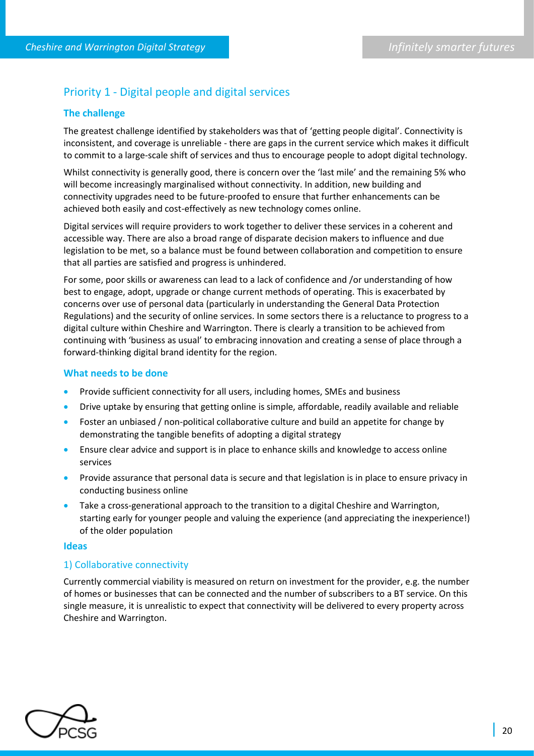## Priority 1 - Digital people and digital services

### The challenge

The greatest challenge identified by stakeholders was that of 'getting people digital'. Connectivity is inconsistent, and coverage is unreliable - there are gaps in the current service which makes it difficult to commit to a large-scale shift of services and thus to encourage people to adopt digital technology.

Whilst connectivity is generally good, there is concern over the 'last mile' and the remaining 5% who will become increasingly marginalised without connectivity. In addition, new building and connectivity upgrades need to be future-proofed to ensure that further enhancements can be achieved both easily and cost-effectively as new technology comes online.

Digital services will require providers to work together to deliver these services in a coherent and accessible way. There are also a broad range of disparate decision makers to influence and due legislation to be met, so a balance must be found between collaboration and competition to ensure that all parties are satisfied and progress is unhindered.

For some, poor skills or awareness can lead to a lack of confidence and /or understanding of how best to engage, adopt, upgrade or change current methods of operating. This is exacerbated by concerns over use of personal data (particularly in understanding the General Data Protection Regulations) and the security of online services. In some sectors there is a reluctance to progress to a digital culture within Cheshire and Warrington. There is clearly a transition to be achieved from continuing with 'business as usual' to embracing innovation and creating a sense of place through a forward-thinking digital brand identity for the region.

### What needs to be done

- Provide sufficient connectivity for all users, including homes, SMEs and business
- Drive uptake by ensuring that getting online is simple, affordable, readily available and reliable
- Foster an unbiased / non-political collaborative culture and build an appetite for change by demonstrating the tangible benefits of adopting a digital strategy
- Ensure clear advice and support is in place to enhance skills and knowledge to access online services
- Provide assurance that personal data is secure and that legislation is in place to ensure privacy in conducting business online
- Take a cross-generational approach to the transition to a digital Cheshire and Warrington, starting early for younger people and valuing the experience (and appreciating the inexperience!) of the older population

### Ideas

#### 1) Collaborative connectivity

Currently commercial viability is measured on return on investment for the provider, e.g. the number of homes or businesses that can be connected and the number of subscribers to a BT service. On this single measure, it is unrealistic to expect that connectivity will be delivered to every property across Cheshire and Warrington.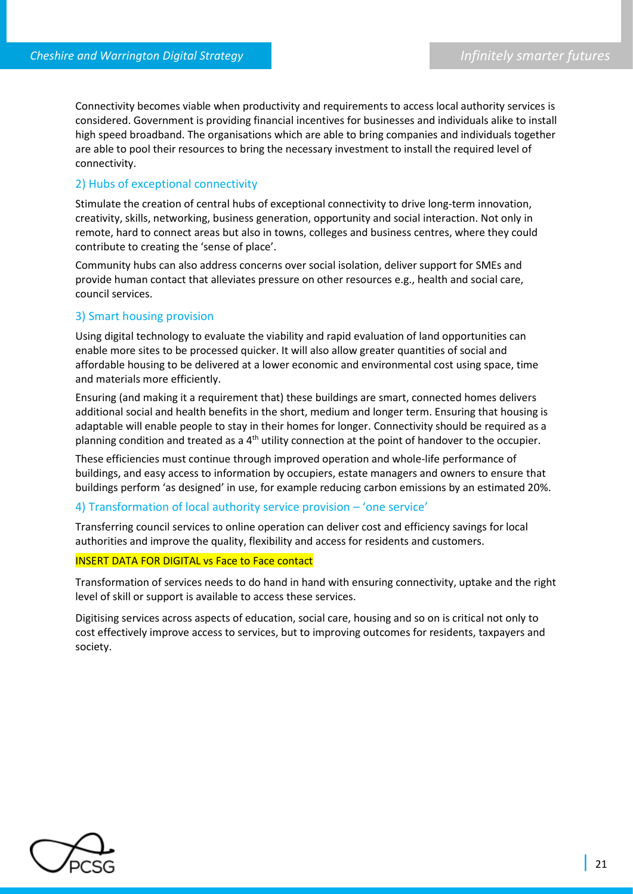Connectivity becomes viable when productivity and requirements to access local authority services is considered. Government is providing financial incentives for businesses and individuals alike to install high speed broadband. The organisations which are able to bring companies and individuals together are able to pool their resources to bring the necessary investment to install the required level of connectivity.

### 2) Hubs of exceptional connectivity

Stimulate the creation of central hubs of exceptional connectivity to drive long-term innovation, creativity, skills, networking, business generation, opportunity and social interaction. Not only in remote, hard to connect areas but also in towns, colleges and business centres, where they could contribute to creating the 'sense of place'.

Community hubs can also address concerns over social isolation, deliver support for SMEs and provide human contact that alleviates pressure on other resources e.g., health and social care, council services.

### 3) Smart housing provision

Using digital technology to evaluate the viability and rapid evaluation of land opportunities can enable more sites to be processed quicker. It will also allow greater quantities of social and affordable housing to be delivered at a lower economic and environmental cost using space, time and materials more efficiently.

Ensuring (and making it a requirement that) these buildings are smart, connected homes delivers additional social and health benefits in the short, medium and longer term. Ensuring that housing is adaptable will enable people to stay in their homes for longer. Connectivity should be required as a planning condition and treated as a 4th utility connection at the point of handover to the occupier.

These efficiencies must continue through improved operation and whole-life performance of buildings, and easy access to information by occupiers, estate managers and owners to ensure that buildings perform 'as designed' in use, for example reducing carbon emissions by an estimated 20%.

### 4) Transformation of local authority service provision – 'one service'

Transferring council services to online operation can deliver cost and efficiency savings for local authorities and improve the quality, flexibility and access for residents and customers.

INSERT DATA FOR DIGITAL vs Face to Face contact

Transformation of services needs to do hand in hand with ensuring connectivity, uptake and the right level of skill or support is available to access these services.

Digitising services across aspects of education, social care, housing and so on is critical not only to cost effectively improve access to services, but to improving outcomes for residents, taxpayers and society.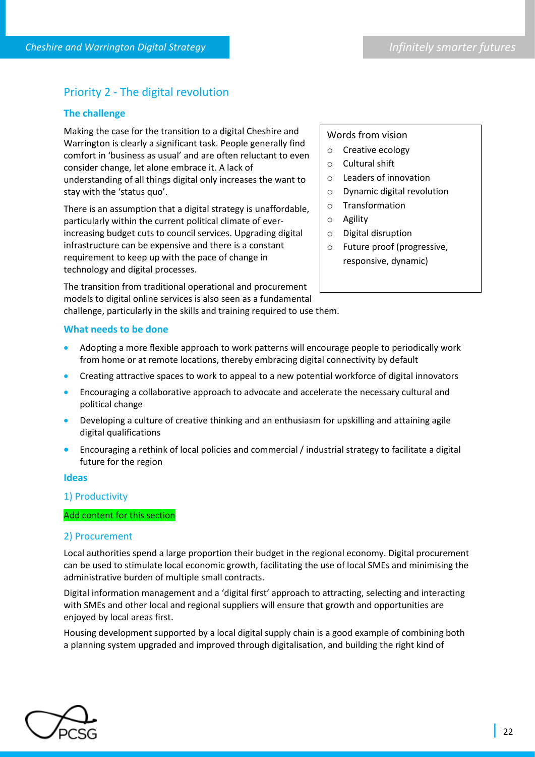## Priority 2 - The digital revolution

### The challenge

Making the case for the transition to a digital Cheshire and Warrington is clearly a significant task. People generally find comfort in 'business as usual' and are often reluctant to even consider change, let alone embrace it. A lack of understanding of all things digital only increases the want to stay with the 'status quo'.

There is an assumption that a digital strategy is unaffordable, particularly within the current political climate of ever-increasing budget cuts to council services. Upgrading digital infrastructure can be expensive and there is a constant requirement to keep up with the pace of change in technology and digital processes.

The transition from traditional operational and procurement models to digital online services is also seen as a fundamental challenge, particularly in the skills and training required to use them.

> Words from vision
> - Creative ecology
> - Cultural shift
> - Leaders of innovation
> - Dynamic digital revolution
> - Transformation
> - Agility
> - Digital disruption
> - Future proof (progressive, responsive, dynamic)

### What needs to be done

- Adopting a more flexible approach to work patterns will encourage people to periodically work from home or at remote locations, thereby embracing digital connectivity by default
- Creating attractive spaces to work to appeal to a new potential workforce of digital innovators
- Encouraging a collaborative approach to advocate and accelerate the necessary cultural and political change
- Developing a culture of creative thinking and an enthusiasm for upskilling and attaining agile digital qualifications
- Encouraging a rethink of local policies and commercial / industrial strategy to facilitate a digital future for the region

### Ideas

#### 1) Productivity

Add content for this section

#### 2) Procurement

Local authorities spend a large proportion their budget in the regional economy. Digital procurement can be used to stimulate local economic growth, facilitating the use of local SMEs and minimising the administrative burden of multiple small contracts.

Digital information management and a 'digital first' approach to attracting, selecting and interacting with SMEs and other local and regional suppliers will ensure that growth and opportunities are enjoyed by local areas first.

Housing development supported by a local digital supply chain is a good example of combining both a planning system upgraded and improved through digitalisation, and building the right kind of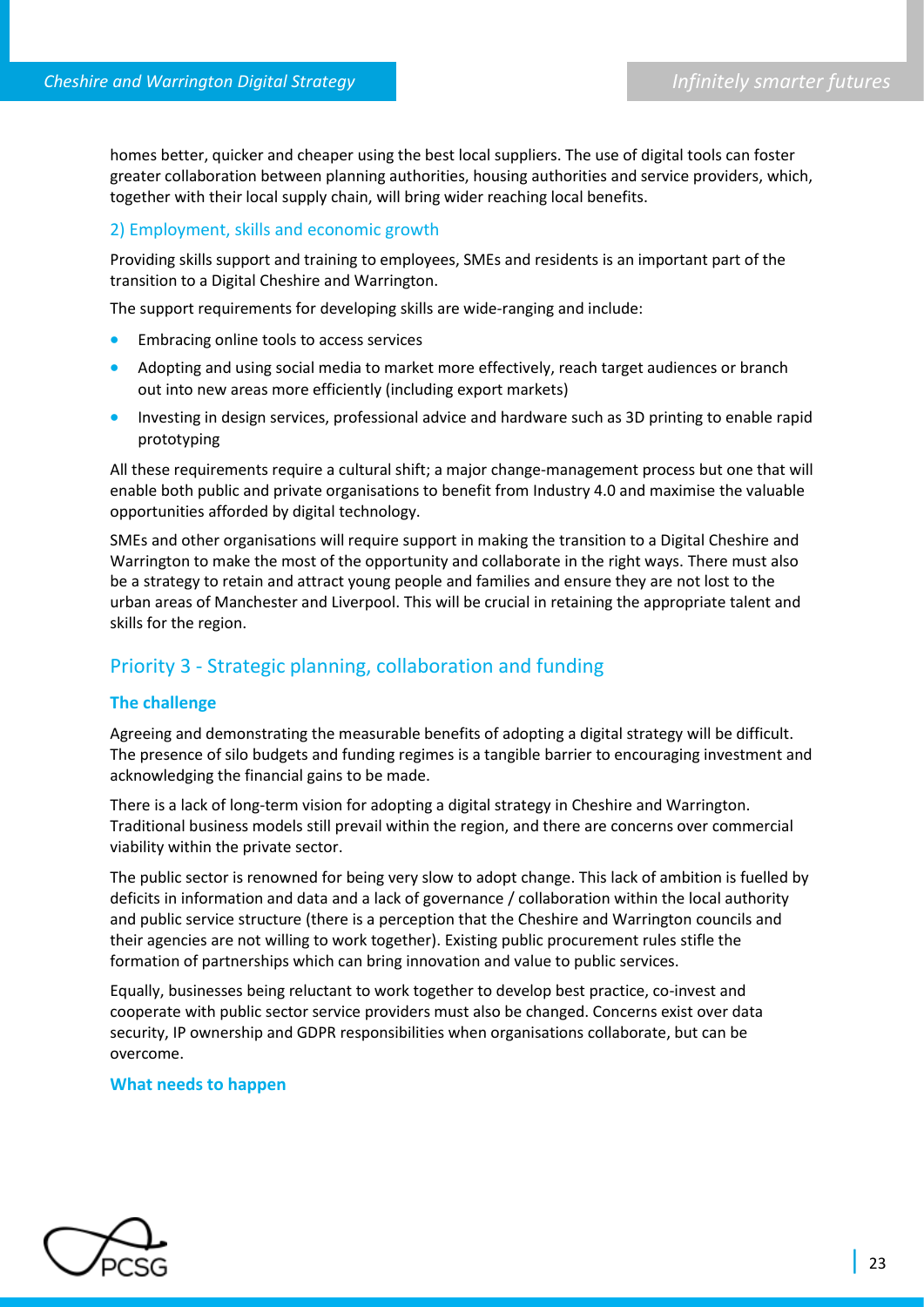homes better, quicker and cheaper using the best local suppliers. The use of digital tools can foster greater collaboration between planning authorities, housing authorities and service providers, which, together with their local supply chain, will bring wider reaching local benefits.

### 2) Employment, skills and economic growth

Providing skills support and training to employees, SMEs and residents is an important part of the transition to a Digital Cheshire and Warrington.

The support requirements for developing skills are wide-ranging and include:

- Embracing online tools to access services
- Adopting and using social media to market more effectively, reach target audiences or branch out into new areas more efficiently (including export markets)
- Investing in design services, professional advice and hardware such as 3D printing to enable rapid prototyping

All these requirements require a cultural shift; a major change-management process but one that will enable both public and private organisations to benefit from Industry 4.0 and maximise the valuable opportunities afforded by digital technology.

SMEs and other organisations will require support in making the transition to a Digital Cheshire and Warrington to make the most of the opportunity and collaborate in the right ways. There must also be a strategy to retain and attract young people and families and ensure they are not lost to the urban areas of Manchester and Liverpool. This will be crucial in retaining the appropriate talent and skills for the region.

## Priority 3 - Strategic planning, collaboration and funding

### The challenge

Agreeing and demonstrating the measurable benefits of adopting a digital strategy will be difficult. The presence of silo budgets and funding regimes is a tangible barrier to encouraging investment and acknowledging the financial gains to be made.

There is a lack of long-term vision for adopting a digital strategy in Cheshire and Warrington. Traditional business models still prevail within the region, and there are concerns over commercial viability within the private sector.

The public sector is renowned for being very slow to adopt change. This lack of ambition is fuelled by deficits in information and data and a lack of governance / collaboration within the local authority and public service structure (there is a perception that the Cheshire and Warrington councils and their agencies are not willing to work together). Existing public procurement rules stifle the formation of partnerships which can bring innovation and value to public services.

Equally, businesses being reluctant to work together to develop best practice, co-invest and cooperate with public sector service providers must also be changed. Concerns exist over data security, IP ownership and GDPR responsibilities when organisations collaborate, but can be overcome.

### What needs to happen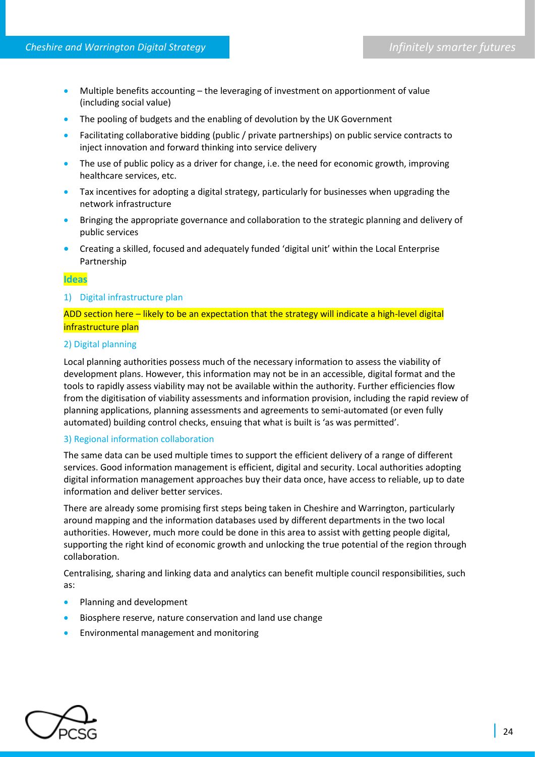- Multiple benefits accounting – the leveraging of investment on apportionment of value (including social value)
- The pooling of budgets and the enabling of devolution by the UK Government
- Facilitating collaborative bidding (public / private partnerships) on public service contracts to inject innovation and forward thinking into service delivery
- The use of public policy as a driver for change, i.e. the need for economic growth, improving healthcare services, etc.
- Tax incentives for adopting a digital strategy, particularly for businesses when upgrading the network infrastructure
- Bringing the appropriate governance and collaboration to the strategic planning and delivery of public services
- Creating a skilled, focused and adequately funded 'digital unit' within the Local Enterprise Partnership

## Ideas

### 1) Digital infrastructure plan

ADD section here – likely to be an expectation that the strategy will indicate a high-level digital infrastructure plan

### 2) Digital planning

Local planning authorities possess much of the necessary information to assess the viability of development plans. However, this information may not be in an accessible, digital format and the tools to rapidly assess viability may not be available within the authority. Further efficiencies flow from the digitisation of viability assessments and information provision, including the rapid review of planning applications, planning assessments and agreements to semi-automated (or even fully automated) building control checks, ensuing that what is built is 'as was permitted'.

### 3) Regional information collaboration

The same data can be used multiple times to support the efficient delivery of a range of different services. Good information management is efficient, digital and security. Local authorities adopting digital information management approaches buy their data once, have access to reliable, up to date information and deliver better services.

There are already some promising first steps being taken in Cheshire and Warrington, particularly around mapping and the information databases used by different departments in the two local authorities. However, much more could be done in this area to assist with getting people digital, supporting the right kind of economic growth and unlocking the true potential of the region through collaboration.

Centralising, sharing and linking data and analytics can benefit multiple council responsibilities, such as:

- Planning and development
- Biosphere reserve, nature conservation and land use change
- Environmental management and monitoring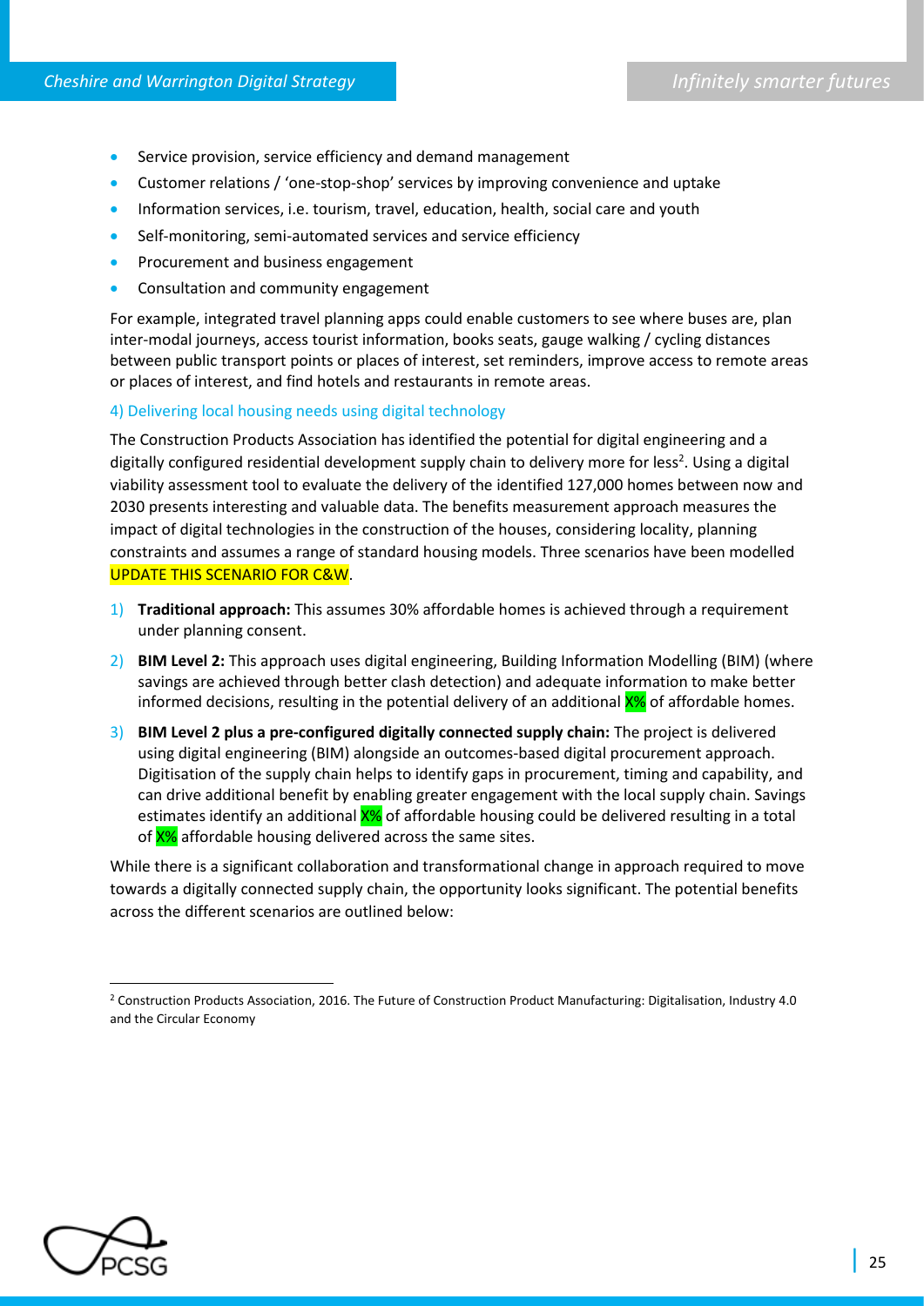- Service provision, service efficiency and demand management
- Customer relations / 'one-stop-shop' services by improving convenience and uptake
- Information services, i.e. tourism, travel, education, health, social care and youth
- Self-monitoring, semi-automated services and service efficiency
- Procurement and business engagement
- Consultation and community engagement

For example, integrated travel planning apps could enable customers to see where buses are, plan inter-modal journeys, access tourist information, books seats, gauge walking / cycling distances between public transport points or places of interest, set reminders, improve access to remote areas or places of interest, and find hotels and restaurants in remote areas.

### 4) Delivering local housing needs using digital technology

The Construction Products Association has identified the potential for digital engineering and a digitally configured residential development supply chain to delivery more for less[2]. Using a digital viability assessment tool to evaluate the delivery of the identified 127,000 homes between now and 2030 presents interesting and valuable data. The benefits measurement approach measures the impact of digital technologies in the construction of the houses, considering locality, planning constraints and assumes a range of standard housing models. Three scenarios have been modelled UPDATE THIS SCENARIO FOR C&W.

1) **Traditional approach:** This assumes 30% affordable homes is achieved through a requirement under planning consent.
2) **BIM Level 2:** This approach uses digital engineering, Building Information Modelling (BIM) (where savings are achieved through better clash detection) and adequate information to make better informed decisions, resulting in the potential delivery of an additional X% of affordable homes.
3) **BIM Level 2 plus a pre-configured digitally connected supply chain:** The project is delivered using digital engineering (BIM) alongside an outcomes-based digital procurement approach. Digitisation of the supply chain helps to identify gaps in procurement, timing and capability, and can drive additional benefit by enabling greater engagement with the local supply chain. Savings estimates identify an additional X% of affordable housing could be delivered resulting in a total of X% affordable housing delivered across the same sites.

While there is a significant collaboration and transformational change in approach required to move towards a digitally connected supply chain, the opportunity looks significant. The potential benefits across the different scenarios are outlined below:

[2] Construction Products Association, 2016. The Future of Construction Product Manufacturing: Digitalisation, Industry 4.0 and the Circular Economy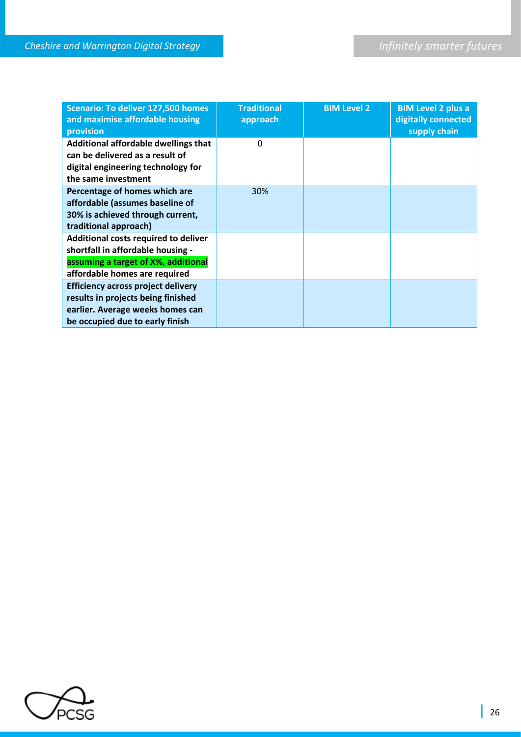| Scenario: To deliver 127,500 homes and maximise affordable housing provision | Traditional approach | BIM Level 2 | BIM Level 2 plus a digitally connected supply chain |
|---|---|---|---|
| **Additional affordable dwellings that can be delivered as a result of digital engineering technology for the same investment** | 0 | | |
| **Percentage of homes which are affordable (assumes baseline of 30% is achieved through current, traditional approach)** | 30% | | |
| **Additional costs required to deliver shortfall in affordable housing - assuming a target of X%, additional affordable homes are required** | | | |
| **Efficiency across project delivery results in projects being finished earlier. Average weeks homes can be occupied due to early finish** | | | |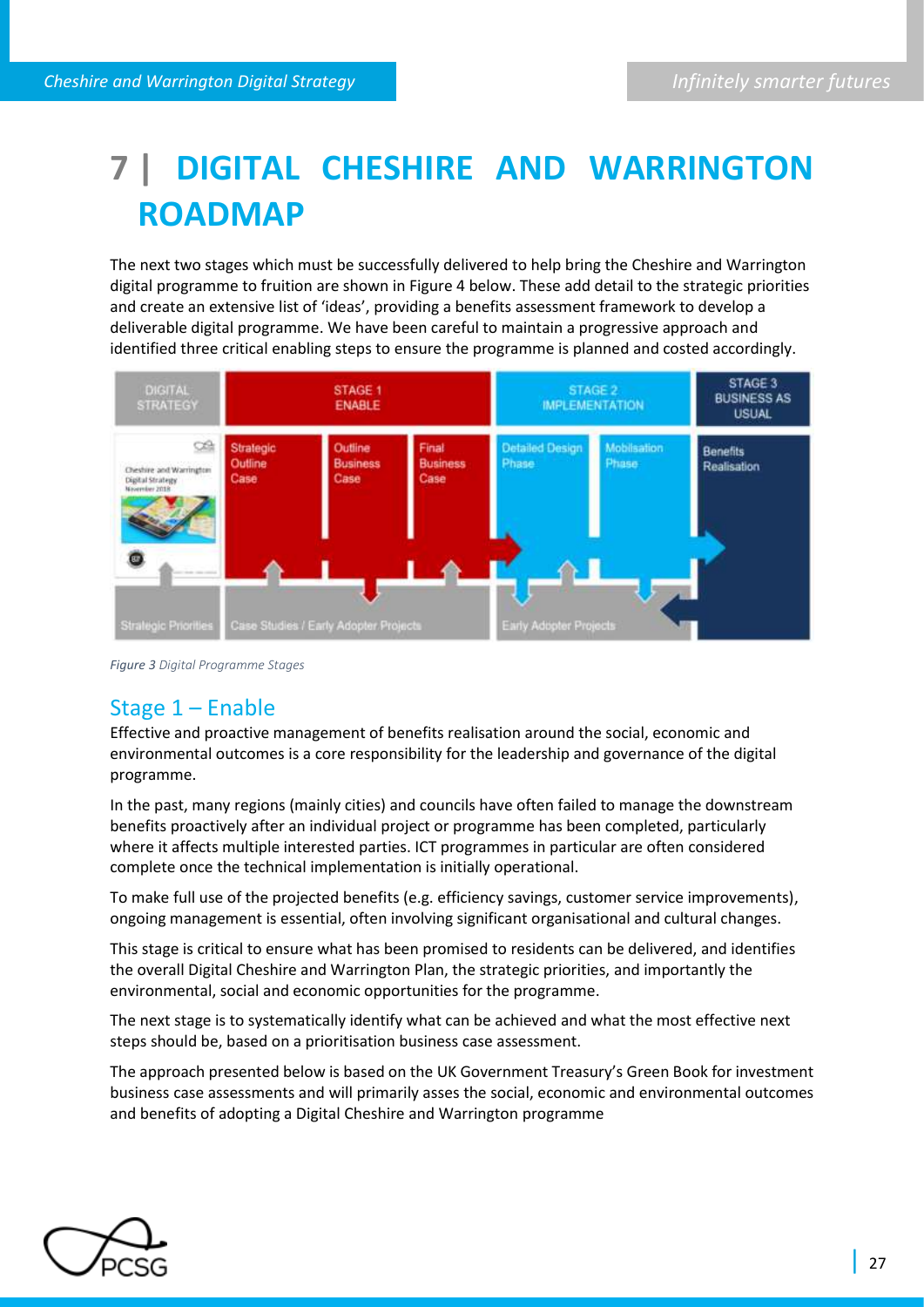# 7 | DIGITAL CHESHIRE AND WARRINGTON ROADMAP

The next two stages which must be successfully delivered to help bring the Cheshire and Warrington digital programme to fruition are shown in Figure 4 below. These add detail to the strategic priorities and create an extensive list of 'ideas', providing a benefits assessment framework to develop a deliverable digital programme. We have been careful to maintain a progressive approach and identified three critical enabling steps to ensure the programme is planned and costed accordingly.

*Figure 3* Digital Programme Stages

## Stage 1 – Enable

Effective and proactive management of benefits realisation around the social, economic and environmental outcomes is a core responsibility for the leadership and governance of the digital programme.

In the past, many regions (mainly cities) and councils have often failed to manage the downstream benefits proactively after an individual project or programme has been completed, particularly where it affects multiple interested parties. ICT programmes in particular are often considered complete once the technical implementation is initially operational.

To make full use of the projected benefits (e.g. efficiency savings, customer service improvements), ongoing management is essential, often involving significant organisational and cultural changes.

This stage is critical to ensure what has been promised to residents can be delivered, and identifies the overall Digital Cheshire and Warrington Plan, the strategic priorities, and importantly the environmental, social and economic opportunities for the programme.

The next stage is to systematically identify what can be achieved and what the most effective next steps should be, based on a prioritisation business case assessment.

The approach presented below is based on the UK Government Treasury's Green Book for investment business case assessments and will primarily asses the social, economic and environmental outcomes and benefits of adopting a Digital Cheshire and Warrington programme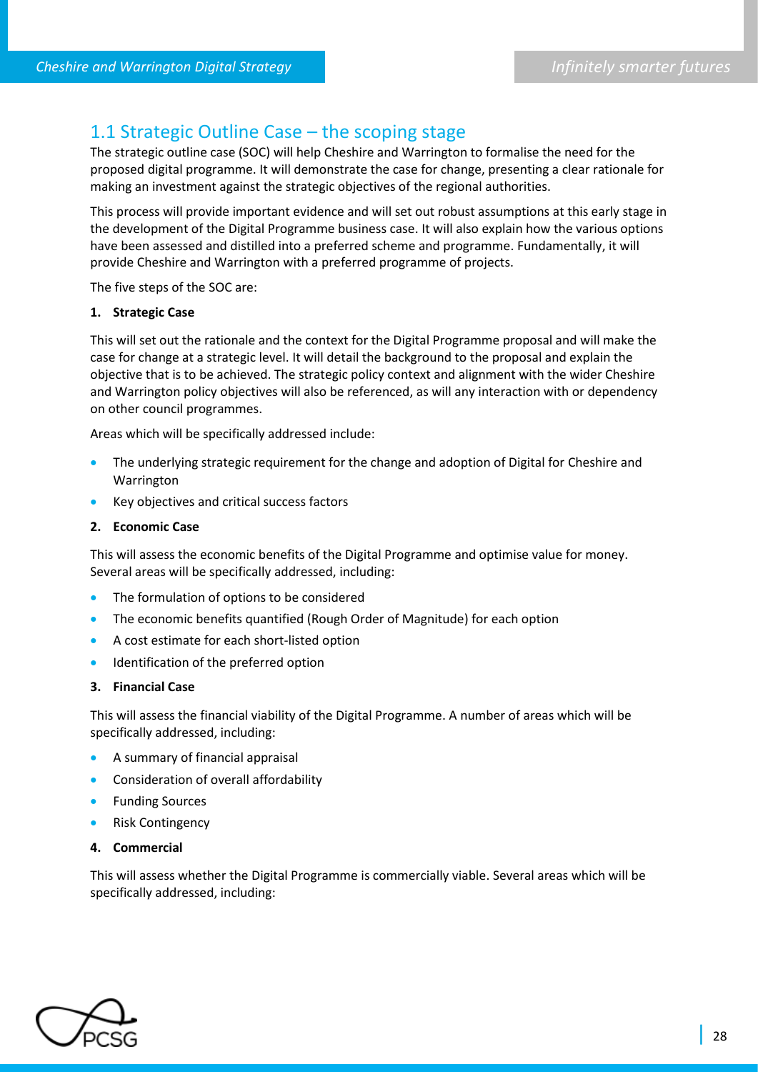## 1.1 Strategic Outline Case – the scoping stage

The strategic outline case (SOC) will help Cheshire and Warrington to formalise the need for the proposed digital programme. It will demonstrate the case for change, presenting a clear rationale for making an investment against the strategic objectives of the regional authorities.

This process will provide important evidence and will set out robust assumptions at this early stage in the development of the Digital Programme business case. It will also explain how the various options have been assessed and distilled into a preferred scheme and programme. Fundamentally, it will provide Cheshire and Warrington with a preferred programme of projects.

The five steps of the SOC are:

**1. Strategic Case**

This will set out the rationale and the context for the Digital Programme proposal and will make the case for change at a strategic level. It will detail the background to the proposal and explain the objective that is to be achieved. The strategic policy context and alignment with the wider Cheshire and Warrington policy objectives will also be referenced, as will any interaction with or dependency on other council programmes.

Areas which will be specifically addressed include:

- The underlying strategic requirement for the change and adoption of Digital for Cheshire and Warrington
- Key objectives and critical success factors

**2. Economic Case**

This will assess the economic benefits of the Digital Programme and optimise value for money. Several areas will be specifically addressed, including:

- The formulation of options to be considered
- The economic benefits quantified (Rough Order of Magnitude) for each option
- A cost estimate for each short-listed option
- Identification of the preferred option

**3. Financial Case**

This will assess the financial viability of the Digital Programme. A number of areas which will be specifically addressed, including:

- A summary of financial appraisal
- Consideration of overall affordability
- Funding Sources
- Risk Contingency

**4. Commercial**

This will assess whether the Digital Programme is commercially viable. Several areas which will be specifically addressed, including: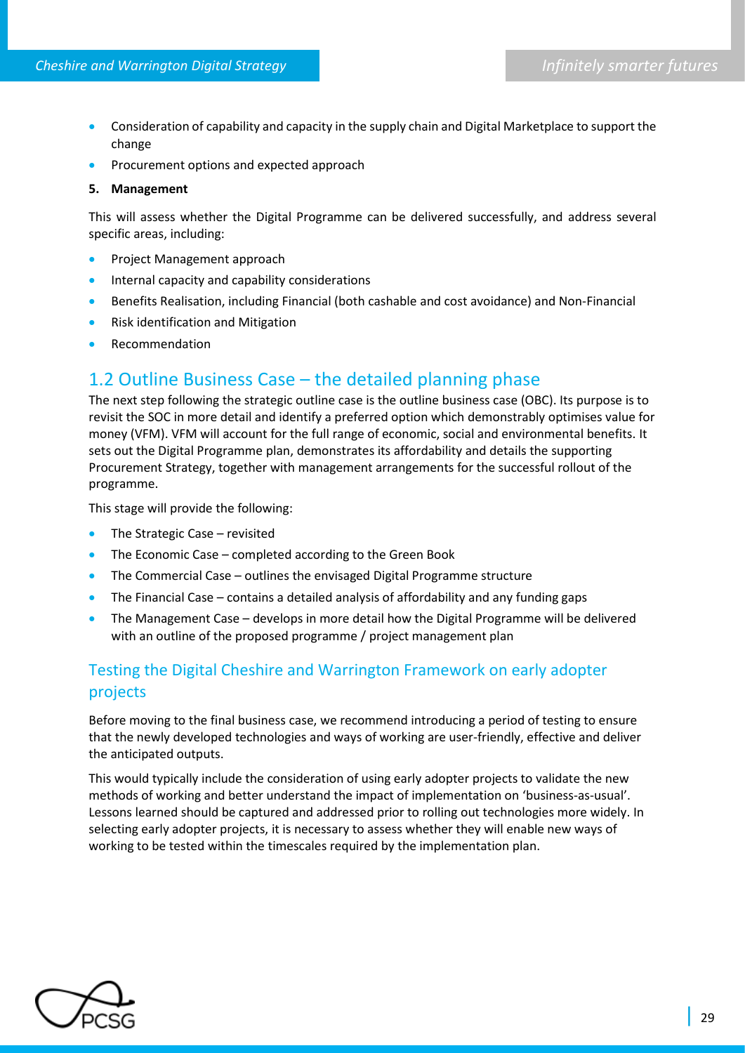- Consideration of capability and capacity in the supply chain and Digital Marketplace to support the change
- Procurement options and expected approach

**5. Management**

This will assess whether the Digital Programme can be delivered successfully, and address several specific areas, including:

- Project Management approach
- Internal capacity and capability considerations
- Benefits Realisation, including Financial (both cashable and cost avoidance) and Non-Financial
- Risk identification and Mitigation
- Recommendation

## 1.2 Outline Business Case – the detailed planning phase

The next step following the strategic outline case is the outline business case (OBC). Its purpose is to revisit the SOC in more detail and identify a preferred option which demonstrably optimises value for money (VFM). VFM will account for the full range of economic, social and environmental benefits. It sets out the Digital Programme plan, demonstrates its affordability and details the supporting Procurement Strategy, together with management arrangements for the successful rollout of the programme.

This stage will provide the following:

- The Strategic Case – revisited
- The Economic Case – completed according to the Green Book
- The Commercial Case – outlines the envisaged Digital Programme structure
- The Financial Case – contains a detailed analysis of affordability and any funding gaps
- The Management Case – develops in more detail how the Digital Programme will be delivered with an outline of the proposed programme / project management plan

### Testing the Digital Cheshire and Warrington Framework on early adopter projects

Before moving to the final business case, we recommend introducing a period of testing to ensure that the newly developed technologies and ways of working are user-friendly, effective and deliver the anticipated outputs.

This would typically include the consideration of using early adopter projects to validate the new methods of working and better understand the impact of implementation on 'business-as-usual'. Lessons learned should be captured and addressed prior to rolling out technologies more widely. In selecting early adopter projects, it is necessary to assess whether they will enable new ways of working to be tested within the timescales required by the implementation plan.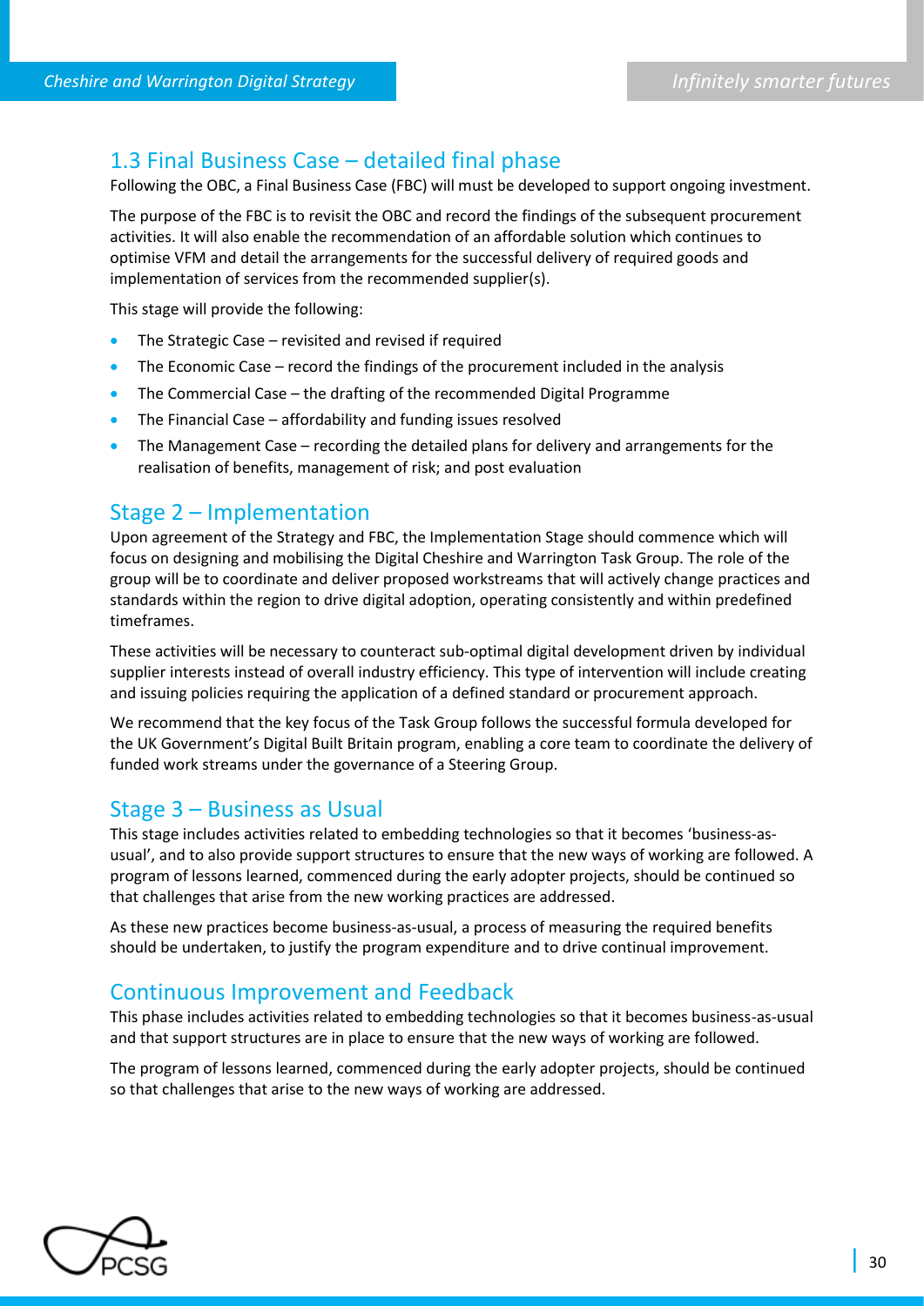## 1.3 Final Business Case – detailed final phase

Following the OBC, a Final Business Case (FBC) will must be developed to support ongoing investment.

The purpose of the FBC is to revisit the OBC and record the findings of the subsequent procurement activities. It will also enable the recommendation of an affordable solution which continues to optimise VFM and detail the arrangements for the successful delivery of required goods and implementation of services from the recommended supplier(s).

This stage will provide the following:

- The Strategic Case – revisited and revised if required
- The Economic Case – record the findings of the procurement included in the analysis
- The Commercial Case – the drafting of the recommended Digital Programme
- The Financial Case – affordability and funding issues resolved
- The Management Case – recording the detailed plans for delivery and arrangements for the realisation of benefits, management of risk; and post evaluation

## Stage 2 – Implementation

Upon agreement of the Strategy and FBC, the Implementation Stage should commence which will focus on designing and mobilising the Digital Cheshire and Warrington Task Group. The role of the group will be to coordinate and deliver proposed workstreams that will actively change practices and standards within the region to drive digital adoption, operating consistently and within predefined timeframes.

These activities will be necessary to counteract sub-optimal digital development driven by individual supplier interests instead of overall industry efficiency. This type of intervention will include creating and issuing policies requiring the application of a defined standard or procurement approach.

We recommend that the key focus of the Task Group follows the successful formula developed for the UK Government's Digital Built Britain program, enabling a core team to coordinate the delivery of funded work streams under the governance of a Steering Group.

## Stage 3 – Business as Usual

This stage includes activities related to embedding technologies so that it becomes 'business-as-usual', and to also provide support structures to ensure that the new ways of working are followed. A program of lessons learned, commenced during the early adopter projects, should be continued so that challenges that arise from the new working practices are addressed.

As these new practices become business-as-usual, a process of measuring the required benefits should be undertaken, to justify the program expenditure and to drive continual improvement.

## Continuous Improvement and Feedback

This phase includes activities related to embedding technologies so that it becomes business-as-usual and that support structures are in place to ensure that the new ways of working are followed.

The program of lessons learned, commenced during the early adopter projects, should be continued so that challenges that arise to the new ways of working are addressed.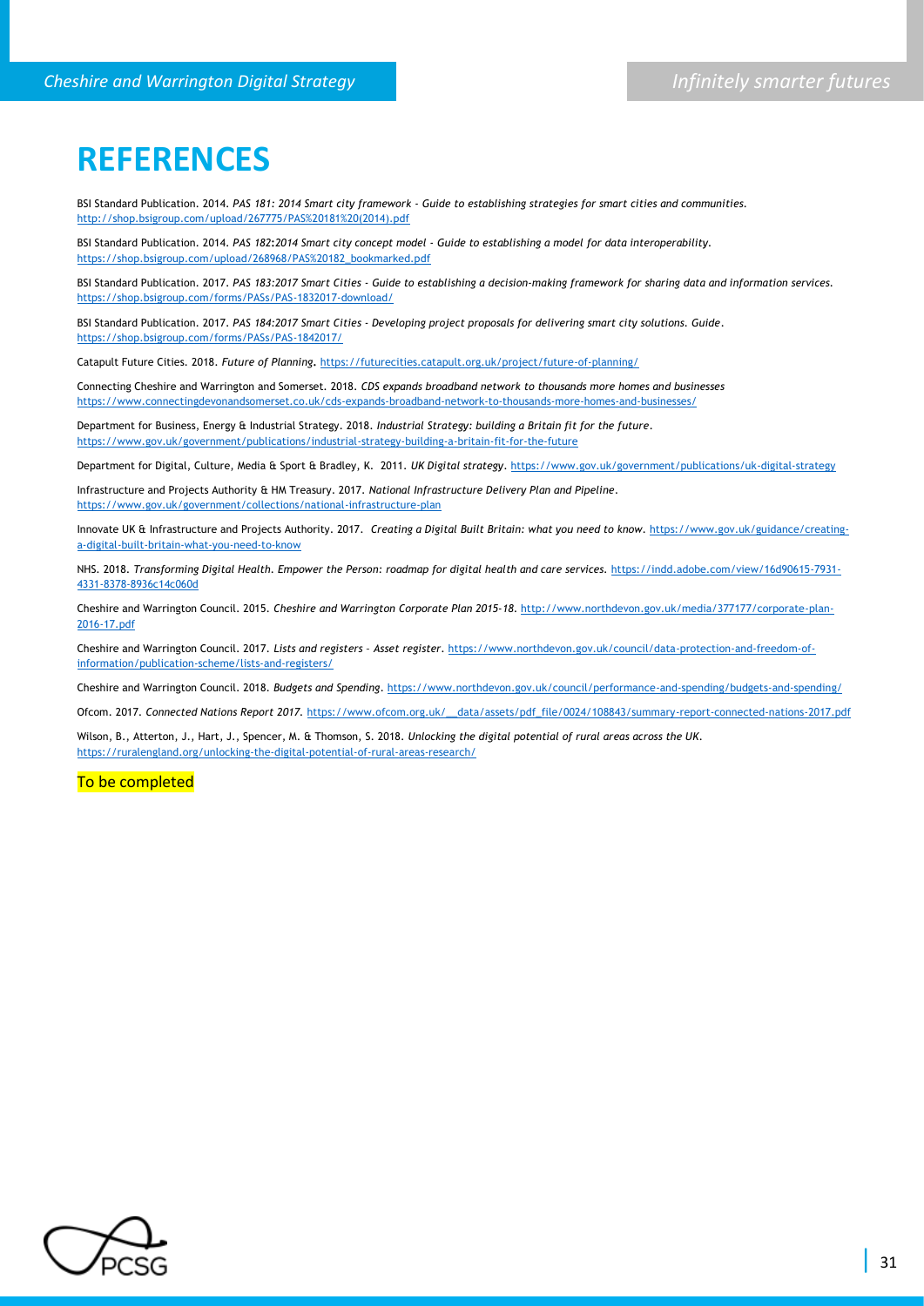# REFERENCES

BSI Standard Publication. 2014. *PAS 181: 2014 Smart city framework - Guide to establishing strategies for smart cities and communities.* http://shop.bsigroup.com/upload/267775/PAS%20181%20(2014).pdf

BSI Standard Publication. 2014. *PAS 182:2014 Smart city concept model - Guide to establishing a model for data interoperability.* https://shop.bsigroup.com/upload/268968/PAS%20182_bookmarked.pdf

BSI Standard Publication. 2017. *PAS 183:2017 Smart Cities - Guide to establishing a decision-making framework for sharing data and information services.* https://shop.bsigroup.com/forms/PASs/PAS-1832017-download/

BSI Standard Publication. 2017. *PAS 184:2017 Smart Cities - Developing project proposals for delivering smart city solutions. Guide.* https://shop.bsigroup.com/forms/PASs/PAS-1842017/

Catapult Future Cities. 2018. *Future of Planning.* https://futurecities.catapult.org.uk/project/future-of-planning/

Connecting Cheshire and Warrington and Somerset. 2018. *CDS expands broadband network to thousands more homes and businesses* https://www.connectingdevonandsomerset.co.uk/cds-expands-broadband-network-to-thousands-more-homes-and-businesses/

Department for Business, Energy & Industrial Strategy. 2018. *Industrial Strategy: building a Britain fit for the future.* https://www.gov.uk/government/publications/industrial-strategy-building-a-britain-fit-for-the-future

Department for Digital, Culture, Media & Sport & Bradley, K. 2011. *UK Digital strategy.* https://www.gov.uk/government/publications/uk-digital-strategy

Infrastructure and Projects Authority & HM Treasury. 2017. *National Infrastructure Delivery Plan and Pipeline.* https://www.gov.uk/government/collections/national-infrastructure-plan

Innovate UK & Infrastructure and Projects Authority. 2017. *Creating a Digital Built Britain: what you need to know.* https://www.gov.uk/guidance/creating-a-digital-built-britain-what-you-need-to-know

NHS. 2018. *Transforming Digital Health. Empower the Person: roadmap for digital health and care services.* https://indd.adobe.com/view/16d90615-7931-4331-8378-8936c14c060d

Cheshire and Warrington Council. 2015. *Cheshire and Warrington Corporate Plan 2015-18.* http://www.northdevon.gov.uk/media/377177/corporate-plan-2016-17.pdf

Cheshire and Warrington Council. 2017. *Lists and registers - Asset register.* https://www.northdevon.gov.uk/council/data-protection-and-freedom-of-information/publication-scheme/lists-and-registers/

Cheshire and Warrington Council. 2018. *Budgets and Spending.* https://www.northdevon.gov.uk/council/performance-and-spending/budgets-and-spending/

Ofcom. 2017. *Connected Nations Report 2017.* https://www.ofcom.org.uk/__data/assets/pdf_file/0024/108843/summary-report-connected-nations-2017.pdf

Wilson, B., Atterton, J., Hart, J., Spencer, M. & Thomson, S. 2018. *Unlocking the digital potential of rural areas across the UK.* https://ruralengland.org/unlocking-the-digital-potential-of-rural-areas-research/

To be completed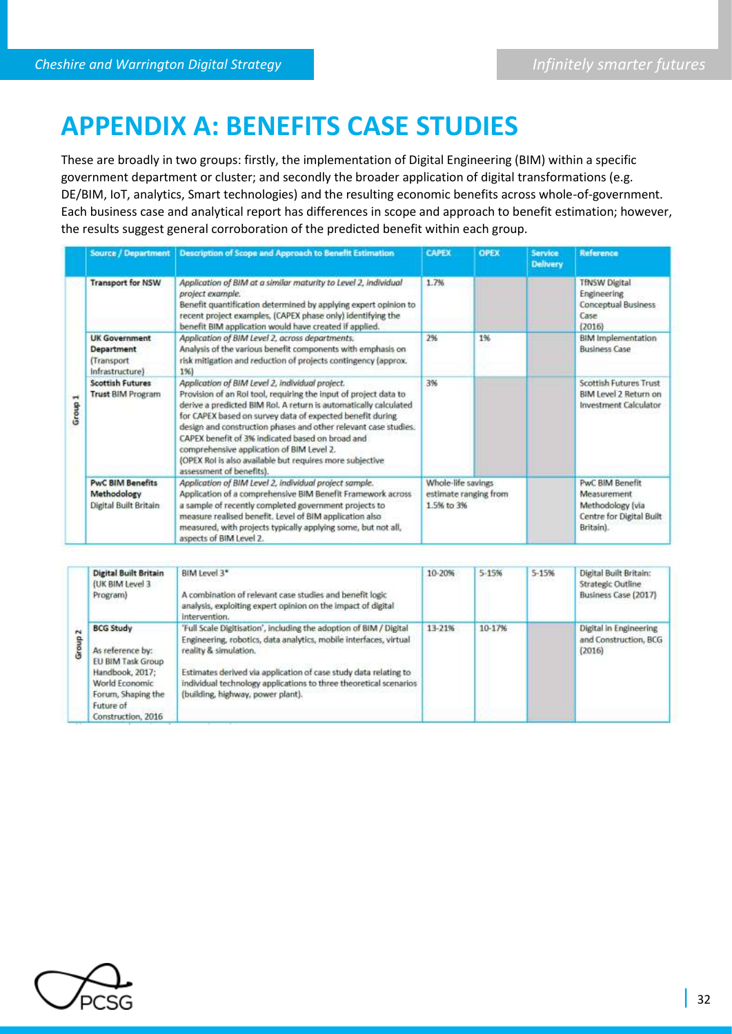# APPENDIX A: BENEFITS CASE STUDIES

These are broadly in two groups: firstly, the implementation of Digital Engineering (BIM) within a specific government department or cluster; and secondly the broader application of digital transformations (e.g. DE/BIM, IoT, analytics, Smart technologies) and the resulting economic benefits across whole-of-government. Each business case and analytical report has differences in scope and approach to benefit estimation; however, the results suggest general corroboration of the predicted benefit within each group.

| | Source / Department | Description of Scope and Approach to Benefit Estimation | CAPEX | OPEX | Service Delivery | Reference |
|---|---|---|---|---|---|---|
| Group 1 | **Transport for NSW** | *Application of BIM at a similar maturity to Level 2, individual project example.* Benefit quantification determined by applying expert opinion to recent project examples, (CAPEX phase only) identifying the benefit BIM application would have created if applied. | 1.7% | | | TfNSW Digital Engineering Conceptual Business Case (2016) |
| | **UK Government Department** (Transport Infrastructure) | *Application of BIM Level 2, across departments.* Analysis of the various benefit components with emphasis on risk mitigation and reduction of projects contingency (approx. 1%) | 2% | 1% | | BIM Implementation Business Case |
| | **Scottish Futures Trust BIM Program** | *Application of BIM Level 2, individual project.* Provision of an RoI tool, requiring the input of project data to derive a predicted BIM RoI. A return is automatically calculated for CAPEX based on survey data of expected benefit during design and construction phases and other relevant case studies. CAPEX benefit of 3% indicated based on broad and comprehensive application of BIM Level 2. (OPEX RoI is also available but requires more subjective assessment of benefits). | 3% | | | Scottish Futures Trust BIM Level 2 Return on Investment Calculator |
| | **PwC BIM Benefits Methodology** Digital Built Britain | *Application of BIM Level 2, individual project sample.* Application of a comprehensive BIM Benefit Framework across a sample of recently completed government projects to measure realised benefit. Level of BIM application also measured, with projects typically applying some, but not all, aspects of BIM Level 2. | Whole-life savings estimate ranging from 1.5% to 3% | | | PwC BIM Benefit Measurement Methodology (via Centre for Digital Built Britain). |
| Group 2 | **Digital Built Britain** (UK BIM Level 3 Program) | BIM Level 3* <br> A combination of relevant case studies and benefit logic analysis, exploiting expert opinion on the impact of digital intervention. | 10-20% | 5-15% | 5-15% | Digital Built Britain: Strategic Outline Business Case (2017) |
| | **BCG Study** <br> As reference by: EU BIM Task Group Handbook, 2017; World Economic Forum, Shaping the Future of Construction, 2016 | 'Full Scale Digitisation', including the adoption of BIM / Digital Engineering, robotics, data analytics, mobile interfaces, virtual reality & simulation. <br> Estimates derived via application of case study data relating to individual technology applications to three theoretical scenarios (building, highway, power plant). | 13-21% | 10-17% | | Digital in Engineering and Construction, BCG (2016) |